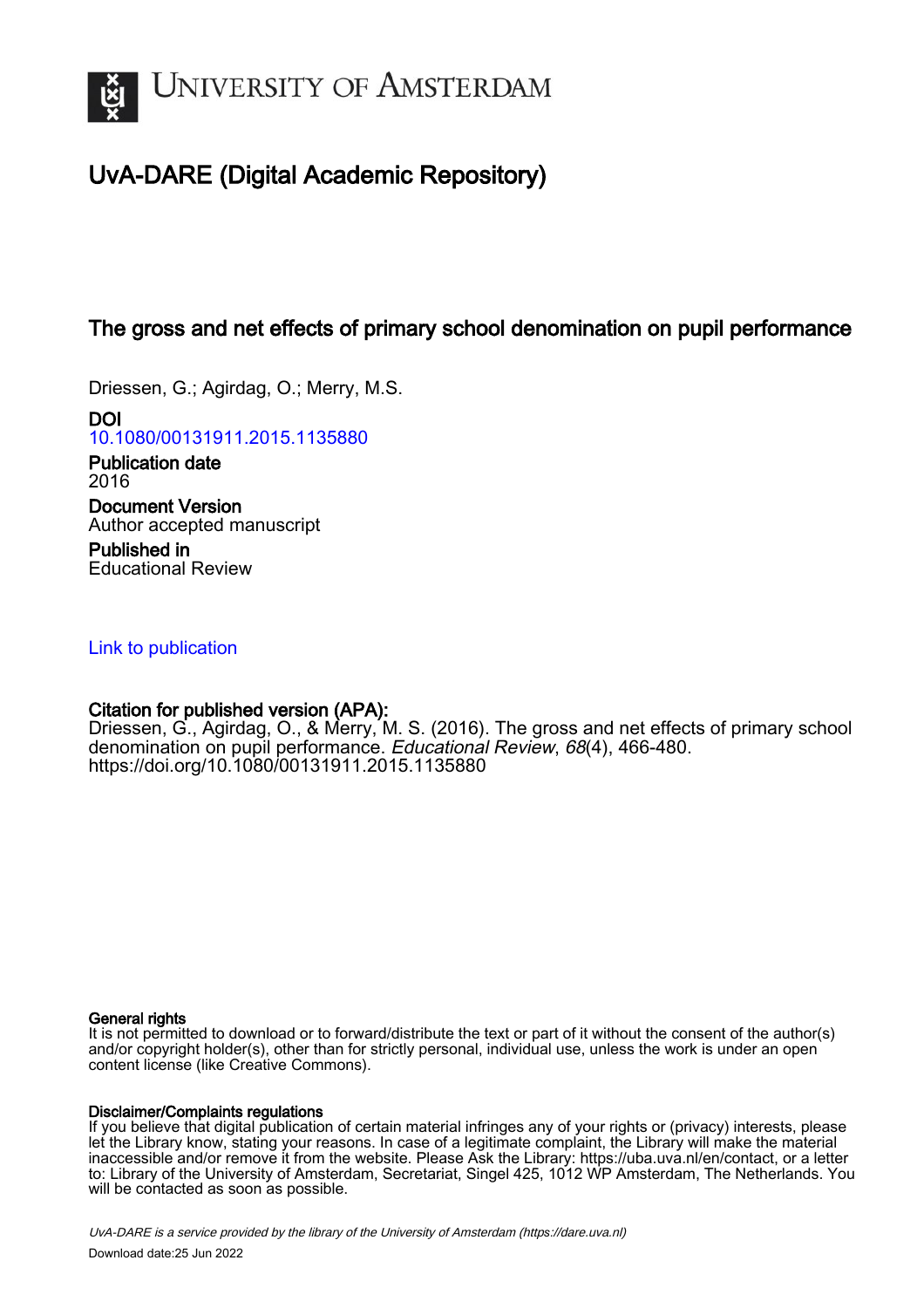# University of Amsterdam

## UvA-DARE (Digital Academic Repository)

### The gross and net effects of primary school denomination on pupil performance

Driessen, G.; Agirdag, O.; Merry, M.S.

**DOI**
10.1080/00131911.2015.1135880

**Publication date**
2016

**Document Version**
Author accepted manuscript

**Published in**
Educational Review

Link to publication

**Citation for published version (APA):**
Driessen, G., Agirdag, O., & Merry, M. S. (2016). The gross and net effects of primary school denomination on pupil performance. *Educational Review*, *68*(4), 466-480. https://doi.org/10.1080/00131911.2015.1135880

**General rights**
It is not permitted to download or to forward/distribute the text or part of it without the consent of the author(s) and/or copyright holder(s), other than for strictly personal, individual use, unless the work is under an open content license (like Creative Commons).

**Disclaimer/Complaints regulations**
If you believe that digital publication of certain material infringes any of your rights or (privacy) interests, please let the Library know, stating your reasons. In case of a legitimate complaint, the Library will make the material inaccessible and/or remove it from the website. Please Ask the Library: https://uba.uva.nl/en/contact, or a letter to: Library of the University of Amsterdam, Secretariat, Singel 425, 1012 WP Amsterdam, The Netherlands. You will be contacted as soon as possible.

*UvA-DARE is a service provided by the library of the University of Amsterdam (https://dare.uva.nl)*

Download date:25 Jun 2022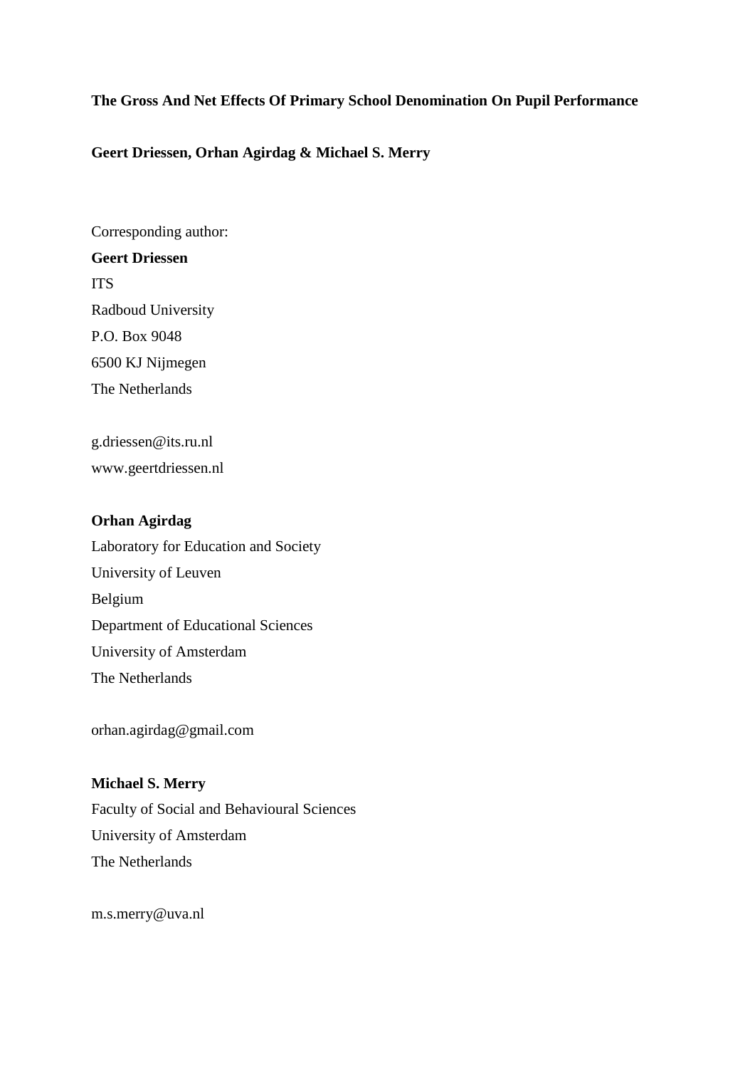**The Gross And Net Effects Of Primary School Denomination On Pupil Performance**

**Geert Driessen, Orhan Agirdag & Michael S. Merry**

Corresponding author:

**Geert Driessen**

ITS

Radboud University

P.O. Box 9048

6500 KJ Nijmegen

The Netherlands

g.driessen@its.ru.nl

www.geertdriessen.nl

**Orhan Agirdag**

Laboratory for Education and Society

University of Leuven

Belgium

Department of Educational Sciences

University of Amsterdam

The Netherlands

orhan.agirdag@gmail.com

**Michael S. Merry**

Faculty of Social and Behavioural Sciences

University of Amsterdam

The Netherlands

m.s.merry@uva.nl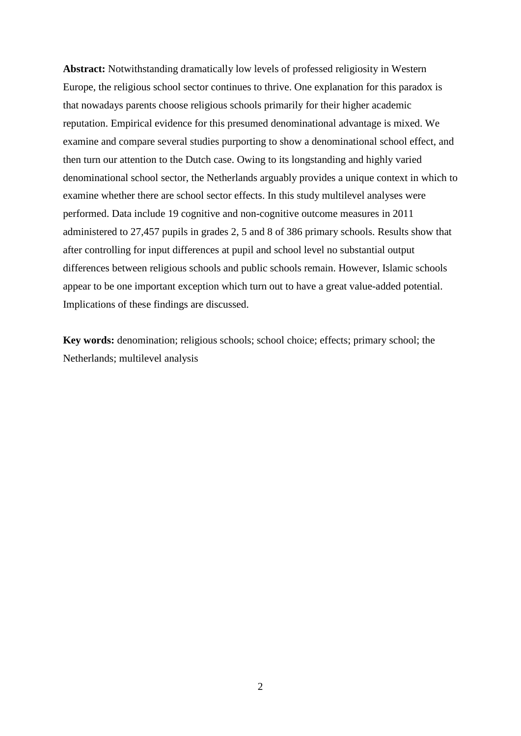**Abstract:** Notwithstanding dramatically low levels of professed religiosity in Western Europe, the religious school sector continues to thrive. One explanation for this paradox is that nowadays parents choose religious schools primarily for their higher academic reputation. Empirical evidence for this presumed denominational advantage is mixed. We examine and compare several studies purporting to show a denominational school effect, and then turn our attention to the Dutch case. Owing to its longstanding and highly varied denominational school sector, the Netherlands arguably provides a unique context in which to examine whether there are school sector effects. In this study multilevel analyses were performed. Data include 19 cognitive and non-cognitive outcome measures in 2011 administered to 27,457 pupils in grades 2, 5 and 8 of 386 primary schools. Results show that after controlling for input differences at pupil and school level no substantial output differences between religious schools and public schools remain. However, Islamic schools appear to be one important exception which turn out to have a great value-added potential. Implications of these findings are discussed.

**Key words:** denomination; religious schools; school choice; effects; primary school; the Netherlands; multilevel analysis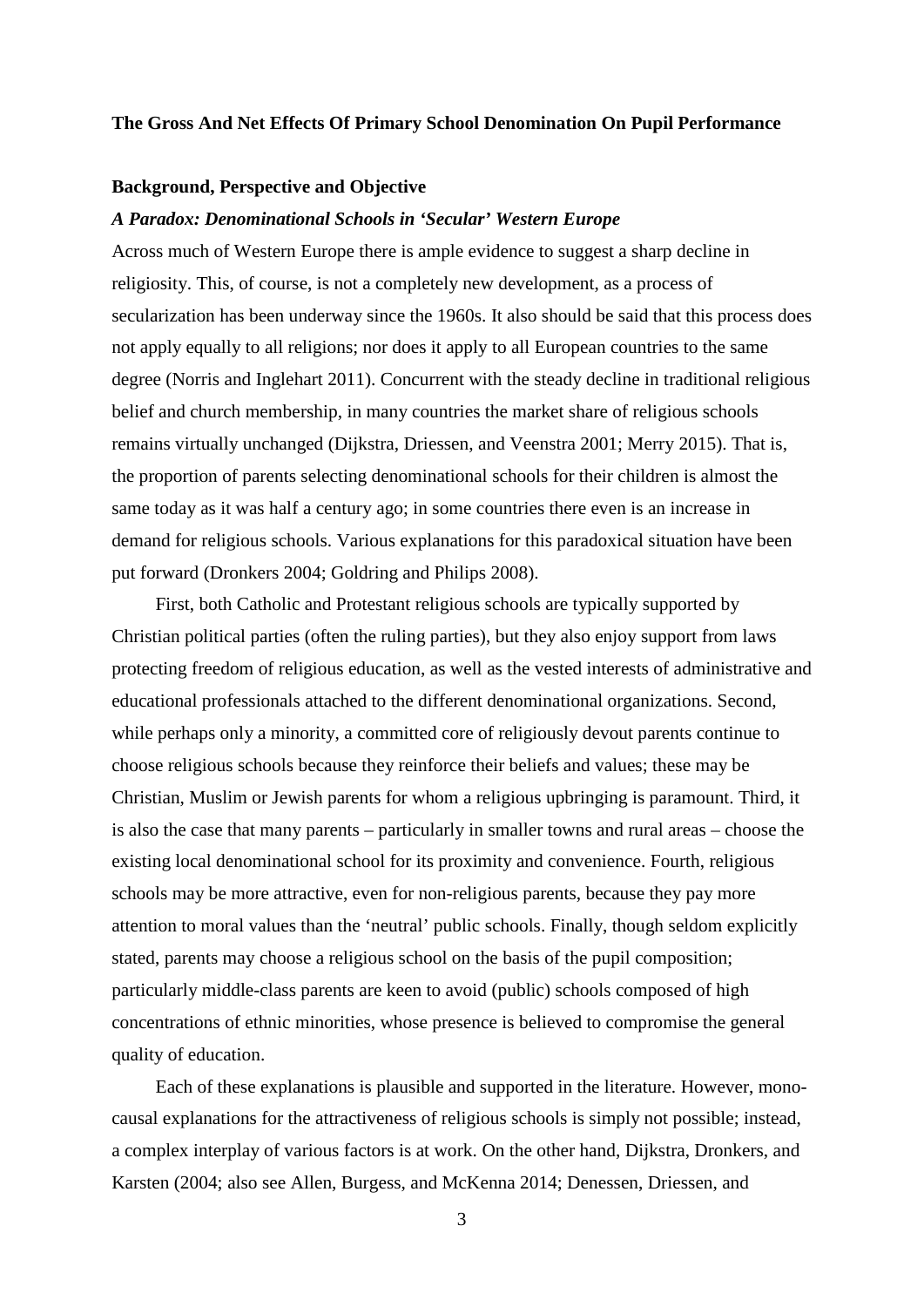**The Gross And Net Effects Of Primary School Denomination On Pupil Performance**

## Background, Perspective and Objective

### *A Paradox: Denominational Schools in 'Secular' Western Europe*

Across much of Western Europe there is ample evidence to suggest a sharp decline in religiosity. This, of course, is not a completely new development, as a process of secularization has been underway since the 1960s. It also should be said that this process does not apply equally to all religions; nor does it apply to all European countries to the same degree (Norris and Inglehart 2011). Concurrent with the steady decline in traditional religious belief and church membership, in many countries the market share of religious schools remains virtually unchanged (Dijkstra, Driessen, and Veenstra 2001; Merry 2015). That is, the proportion of parents selecting denominational schools for their children is almost the same today as it was half a century ago; in some countries there even is an increase in demand for religious schools. Various explanations for this paradoxical situation have been put forward (Dronkers 2004; Goldring and Philips 2008).

First, both Catholic and Protestant religious schools are typically supported by Christian political parties (often the ruling parties), but they also enjoy support from laws protecting freedom of religious education, as well as the vested interests of administrative and educational professionals attached to the different denominational organizations. Second, while perhaps only a minority, a committed core of religiously devout parents continue to choose religious schools because they reinforce their beliefs and values; these may be Christian, Muslim or Jewish parents for whom a religious upbringing is paramount. Third, it is also the case that many parents – particularly in smaller towns and rural areas – choose the existing local denominational school for its proximity and convenience. Fourth, religious schools may be more attractive, even for non-religious parents, because they pay more attention to moral values than the 'neutral' public schools. Finally, though seldom explicitly stated, parents may choose a religious school on the basis of the pupil composition; particularly middle-class parents are keen to avoid (public) schools composed of high concentrations of ethnic minorities, whose presence is believed to compromise the general quality of education.

Each of these explanations is plausible and supported in the literature. However, mono-causal explanations for the attractiveness of religious schools is simply not possible; instead, a complex interplay of various factors is at work. On the other hand, Dijkstra, Dronkers, and Karsten (2004; also see Allen, Burgess, and McKenna 2014; Denessen, Driessen, and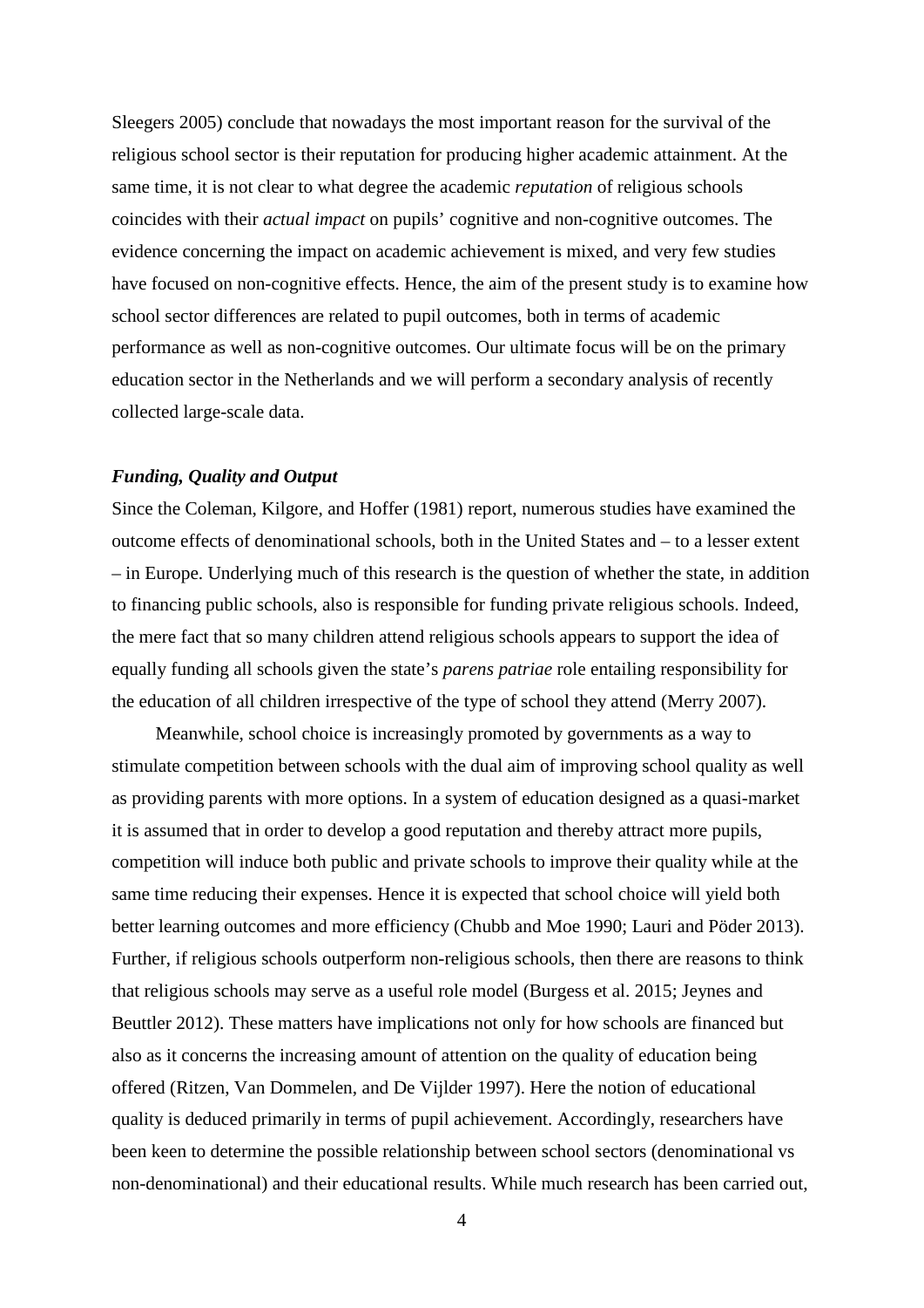Sleegers 2005) conclude that nowadays the most important reason for the survival of the religious school sector is their reputation for producing higher academic attainment. At the same time, it is not clear to what degree the academic *reputation* of religious schools coincides with their *actual impact* on pupils' cognitive and non-cognitive outcomes. The evidence concerning the impact on academic achievement is mixed, and very few studies have focused on non-cognitive effects. Hence, the aim of the present study is to examine how school sector differences are related to pupil outcomes, both in terms of academic performance as well as non-cognitive outcomes. Our ultimate focus will be on the primary education sector in the Netherlands and we will perform a secondary analysis of recently collected large-scale data.

### *Funding, Quality and Output*

Since the Coleman, Kilgore, and Hoffer (1981) report, numerous studies have examined the outcome effects of denominational schools, both in the United States and – to a lesser extent – in Europe. Underlying much of this research is the question of whether the state, in addition to financing public schools, also is responsible for funding private religious schools. Indeed, the mere fact that so many children attend religious schools appears to support the idea of equally funding all schools given the state's *parens patriae* role entailing responsibility for the education of all children irrespective of the type of school they attend (Merry 2007).

Meanwhile, school choice is increasingly promoted by governments as a way to stimulate competition between schools with the dual aim of improving school quality as well as providing parents with more options. In a system of education designed as a quasi-market it is assumed that in order to develop a good reputation and thereby attract more pupils, competition will induce both public and private schools to improve their quality while at the same time reducing their expenses. Hence it is expected that school choice will yield both better learning outcomes and more efficiency (Chubb and Moe 1990; Lauri and Põder 2013). Further, if religious schools outperform non-religious schools, then there are reasons to think that religious schools may serve as a useful role model (Burgess et al. 2015; Jeynes and Beuttler 2012). These matters have implications not only for how schools are financed but also as it concerns the increasing amount of attention on the quality of education being offered (Ritzen, Van Dommelen, and De Vijlder 1997). Here the notion of educational quality is deduced primarily in terms of pupil achievement. Accordingly, researchers have been keen to determine the possible relationship between school sectors (denominational vs non-denominational) and their educational results. While much research has been carried out,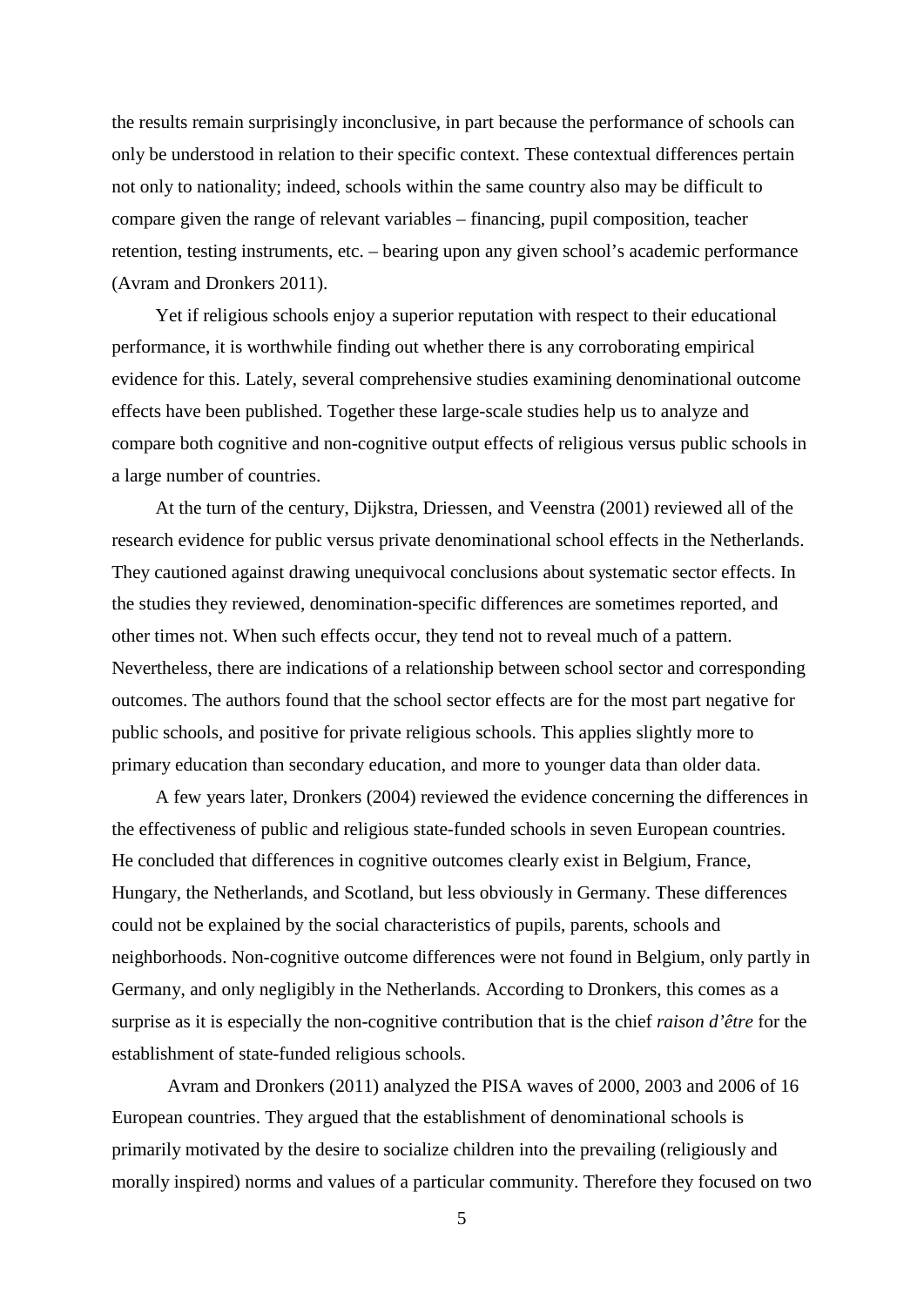the results remain surprisingly inconclusive, in part because the performance of schools can only be understood in relation to their specific context. These contextual differences pertain not only to nationality; indeed, schools within the same country also may be difficult to compare given the range of relevant variables – financing, pupil composition, teacher retention, testing instruments, etc. – bearing upon any given school's academic performance (Avram and Dronkers 2011).

Yet if religious schools enjoy a superior reputation with respect to their educational performance, it is worthwhile finding out whether there is any corroborating empirical evidence for this. Lately, several comprehensive studies examining denominational outcome effects have been published. Together these large-scale studies help us to analyze and compare both cognitive and non-cognitive output effects of religious versus public schools in a large number of countries.

At the turn of the century, Dijkstra, Driessen, and Veenstra (2001) reviewed all of the research evidence for public versus private denominational school effects in the Netherlands. They cautioned against drawing unequivocal conclusions about systematic sector effects. In the studies they reviewed, denomination-specific differences are sometimes reported, and other times not. When such effects occur, they tend not to reveal much of a pattern. Nevertheless, there are indications of a relationship between school sector and corresponding outcomes. The authors found that the school sector effects are for the most part negative for public schools, and positive for private religious schools. This applies slightly more to primary education than secondary education, and more to younger data than older data.

A few years later, Dronkers (2004) reviewed the evidence concerning the differences in the effectiveness of public and religious state-funded schools in seven European countries. He concluded that differences in cognitive outcomes clearly exist in Belgium, France, Hungary, the Netherlands, and Scotland, but less obviously in Germany. These differences could not be explained by the social characteristics of pupils, parents, schools and neighborhoods. Non-cognitive outcome differences were not found in Belgium, only partly in Germany, and only negligibly in the Netherlands. According to Dronkers, this comes as a surprise as it is especially the non-cognitive contribution that is the chief *raison d'être* for the establishment of state-funded religious schools.

Avram and Dronkers (2011) analyzed the PISA waves of 2000, 2003 and 2006 of 16 European countries. They argued that the establishment of denominational schools is primarily motivated by the desire to socialize children into the prevailing (religiously and morally inspired) norms and values of a particular community. Therefore they focused on two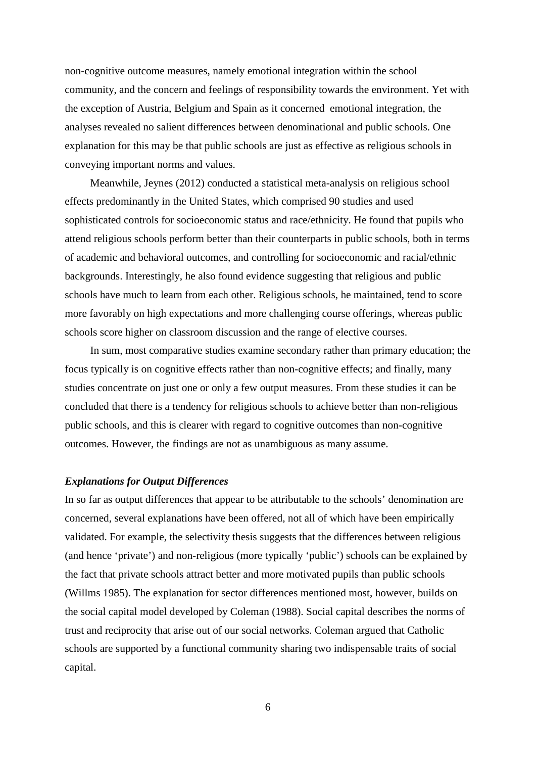non-cognitive outcome measures, namely emotional integration within the school community, and the concern and feelings of responsibility towards the environment. Yet with the exception of Austria, Belgium and Spain as it concerned emotional integration, the analyses revealed no salient differences between denominational and public schools. One explanation for this may be that public schools are just as effective as religious schools in conveying important norms and values.

Meanwhile, Jeynes (2012) conducted a statistical meta-analysis on religious school effects predominantly in the United States, which comprised 90 studies and used sophisticated controls for socioeconomic status and race/ethnicity. He found that pupils who attend religious schools perform better than their counterparts in public schools, both in terms of academic and behavioral outcomes, and controlling for socioeconomic and racial/ethnic backgrounds. Interestingly, he also found evidence suggesting that religious and public schools have much to learn from each other. Religious schools, he maintained, tend to score more favorably on high expectations and more challenging course offerings, whereas public schools score higher on classroom discussion and the range of elective courses.

In sum, most comparative studies examine secondary rather than primary education; the focus typically is on cognitive effects rather than non-cognitive effects; and finally, many studies concentrate on just one or only a few output measures. From these studies it can be concluded that there is a tendency for religious schools to achieve better than non-religious public schools, and this is clearer with regard to cognitive outcomes than non-cognitive outcomes. However, the findings are not as unambiguous as many assume.

### *Explanations for Output Differences*

In so far as output differences that appear to be attributable to the schools' denomination are concerned, several explanations have been offered, not all of which have been empirically validated. For example, the selectivity thesis suggests that the differences between religious (and hence 'private') and non-religious (more typically 'public') schools can be explained by the fact that private schools attract better and more motivated pupils than public schools (Willms 1985). The explanation for sector differences mentioned most, however, builds on the social capital model developed by Coleman (1988). Social capital describes the norms of trust and reciprocity that arise out of our social networks. Coleman argued that Catholic schools are supported by a functional community sharing two indispensable traits of social capital.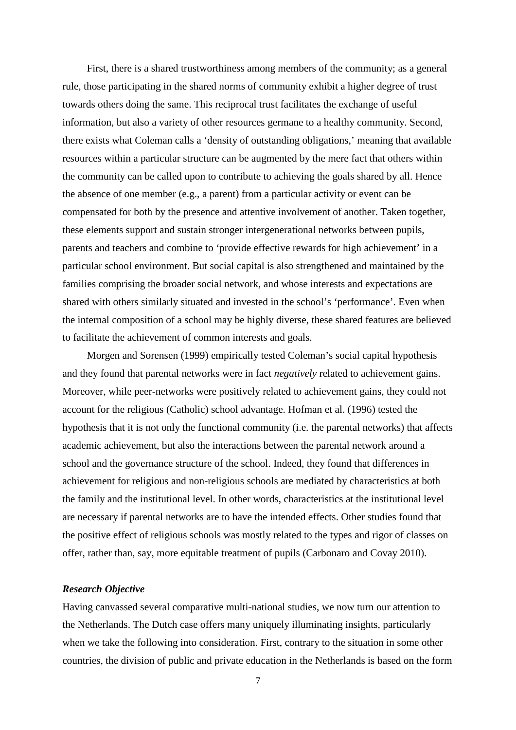First, there is a shared trustworthiness among members of the community; as a general rule, those participating in the shared norms of community exhibit a higher degree of trust towards others doing the same. This reciprocal trust facilitates the exchange of useful information, but also a variety of other resources germane to a healthy community. Second, there exists what Coleman calls a 'density of outstanding obligations,' meaning that available resources within a particular structure can be augmented by the mere fact that others within the community can be called upon to contribute to achieving the goals shared by all. Hence the absence of one member (e.g., a parent) from a particular activity or event can be compensated for both by the presence and attentive involvement of another. Taken together, these elements support and sustain stronger intergenerational networks between pupils, parents and teachers and combine to 'provide effective rewards for high achievement' in a particular school environment. But social capital is also strengthened and maintained by the families comprising the broader social network, and whose interests and expectations are shared with others similarly situated and invested in the school's 'performance'. Even when the internal composition of a school may be highly diverse, these shared features are believed to facilitate the achievement of common interests and goals.

Morgen and Sorensen (1999) empirically tested Coleman's social capital hypothesis and they found that parental networks were in fact *negatively* related to achievement gains. Moreover, while peer-networks were positively related to achievement gains, they could not account for the religious (Catholic) school advantage. Hofman et al. (1996) tested the hypothesis that it is not only the functional community (i.e. the parental networks) that affects academic achievement, but also the interactions between the parental network around a school and the governance structure of the school. Indeed, they found that differences in achievement for religious and non-religious schools are mediated by characteristics at both the family and the institutional level. In other words, characteristics at the institutional level are necessary if parental networks are to have the intended effects. Other studies found that the positive effect of religious schools was mostly related to the types and rigor of classes on offer, rather than, say, more equitable treatment of pupils (Carbonaro and Covay 2010).

### *Research Objective*

Having canvassed several comparative multi-national studies, we now turn our attention to the Netherlands. The Dutch case offers many uniquely illuminating insights, particularly when we take the following into consideration. First, contrary to the situation in some other countries, the division of public and private education in the Netherlands is based on the form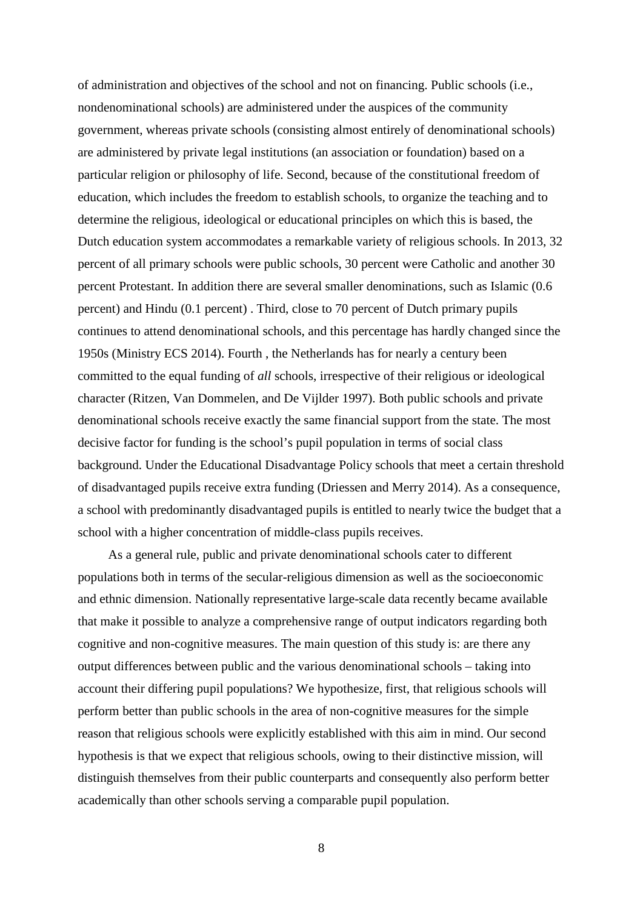of administration and objectives of the school and not on financing. Public schools (i.e., nondenominational schools) are administered under the auspices of the community government, whereas private schools (consisting almost entirely of denominational schools) are administered by private legal institutions (an association or foundation) based on a particular religion or philosophy of life. Second, because of the constitutional freedom of education, which includes the freedom to establish schools, to organize the teaching and to determine the religious, ideological or educational principles on which this is based, the Dutch education system accommodates a remarkable variety of religious schools. In 2013, 32 percent of all primary schools were public schools, 30 percent were Catholic and another 30 percent Protestant. In addition there are several smaller denominations, such as Islamic (0.6 percent) and Hindu (0.1 percent) . Third, close to 70 percent of Dutch primary pupils continues to attend denominational schools, and this percentage has hardly changed since the 1950s (Ministry ECS 2014). Fourth , the Netherlands has for nearly a century been committed to the equal funding of *all* schools, irrespective of their religious or ideological character (Ritzen, Van Dommelen, and De Vijlder 1997). Both public schools and private denominational schools receive exactly the same financial support from the state. The most decisive factor for funding is the school's pupil population in terms of social class background. Under the Educational Disadvantage Policy schools that meet a certain threshold of disadvantaged pupils receive extra funding (Driessen and Merry 2014). As a consequence, a school with predominantly disadvantaged pupils is entitled to nearly twice the budget that a school with a higher concentration of middle-class pupils receives.

As a general rule, public and private denominational schools cater to different populations both in terms of the secular-religious dimension as well as the socioeconomic and ethnic dimension. Nationally representative large-scale data recently became available that make it possible to analyze a comprehensive range of output indicators regarding both cognitive and non-cognitive measures. The main question of this study is: are there any output differences between public and the various denominational schools – taking into account their differing pupil populations? We hypothesize, first, that religious schools will perform better than public schools in the area of non-cognitive measures for the simple reason that religious schools were explicitly established with this aim in mind. Our second hypothesis is that we expect that religious schools, owing to their distinctive mission, will distinguish themselves from their public counterparts and consequently also perform better academically than other schools serving a comparable pupil population.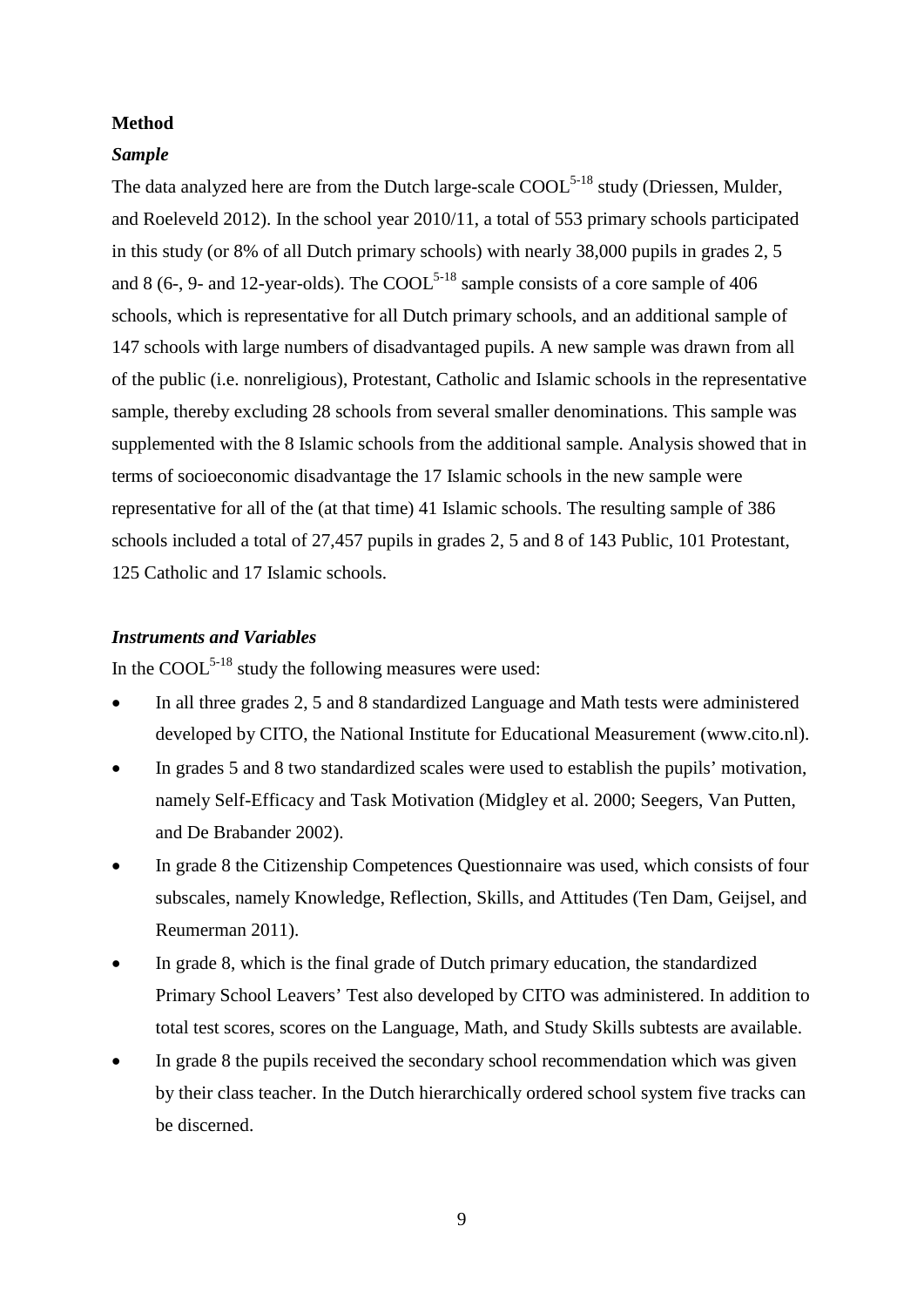**Method**

***Sample***

The data analyzed here are from the Dutch large-scale COOL$^{5\text{-}18}$ study (Driessen, Mulder, and Roeleveld 2012). In the school year 2010/11, a total of 553 primary schools participated in this study (or 8% of all Dutch primary schools) with nearly 38,000 pupils in grades 2, 5 and 8 (6-, 9- and 12-year-olds). The COOL$^{5\text{-}18}$ sample consists of a core sample of 406 schools, which is representative for all Dutch primary schools, and an additional sample of 147 schools with large numbers of disadvantaged pupils. A new sample was drawn from all of the public (i.e. nonreligious), Protestant, Catholic and Islamic schools in the representative sample, thereby excluding 28 schools from several smaller denominations. This sample was supplemented with the 8 Islamic schools from the additional sample. Analysis showed that in terms of socioeconomic disadvantage the 17 Islamic schools in the new sample were representative for all of the (at that time) 41 Islamic schools. The resulting sample of 386 schools included a total of 27,457 pupils in grades 2, 5 and 8 of 143 Public, 101 Protestant, 125 Catholic and 17 Islamic schools.

***Instruments and Variables***

In the COOL$^{5\text{-}18}$ study the following measures were used:

- In all three grades 2, 5 and 8 standardized Language and Math tests were administered developed by CITO, the National Institute for Educational Measurement (www.cito.nl).
- In grades 5 and 8 two standardized scales were used to establish the pupils' motivation, namely Self-Efficacy and Task Motivation (Midgley et al. 2000; Seegers, Van Putten, and De Brabander 2002).
- In grade 8 the Citizenship Competences Questionnaire was used, which consists of four subscales, namely Knowledge, Reflection, Skills, and Attitudes (Ten Dam, Geijsel, and Reumerman 2011).
- In grade 8, which is the final grade of Dutch primary education, the standardized Primary School Leavers' Test also developed by CITO was administered. In addition to total test scores, scores on the Language, Math, and Study Skills subtests are available.
- In grade 8 the pupils received the secondary school recommendation which was given by their class teacher. In the Dutch hierarchically ordered school system five tracks can be discerned.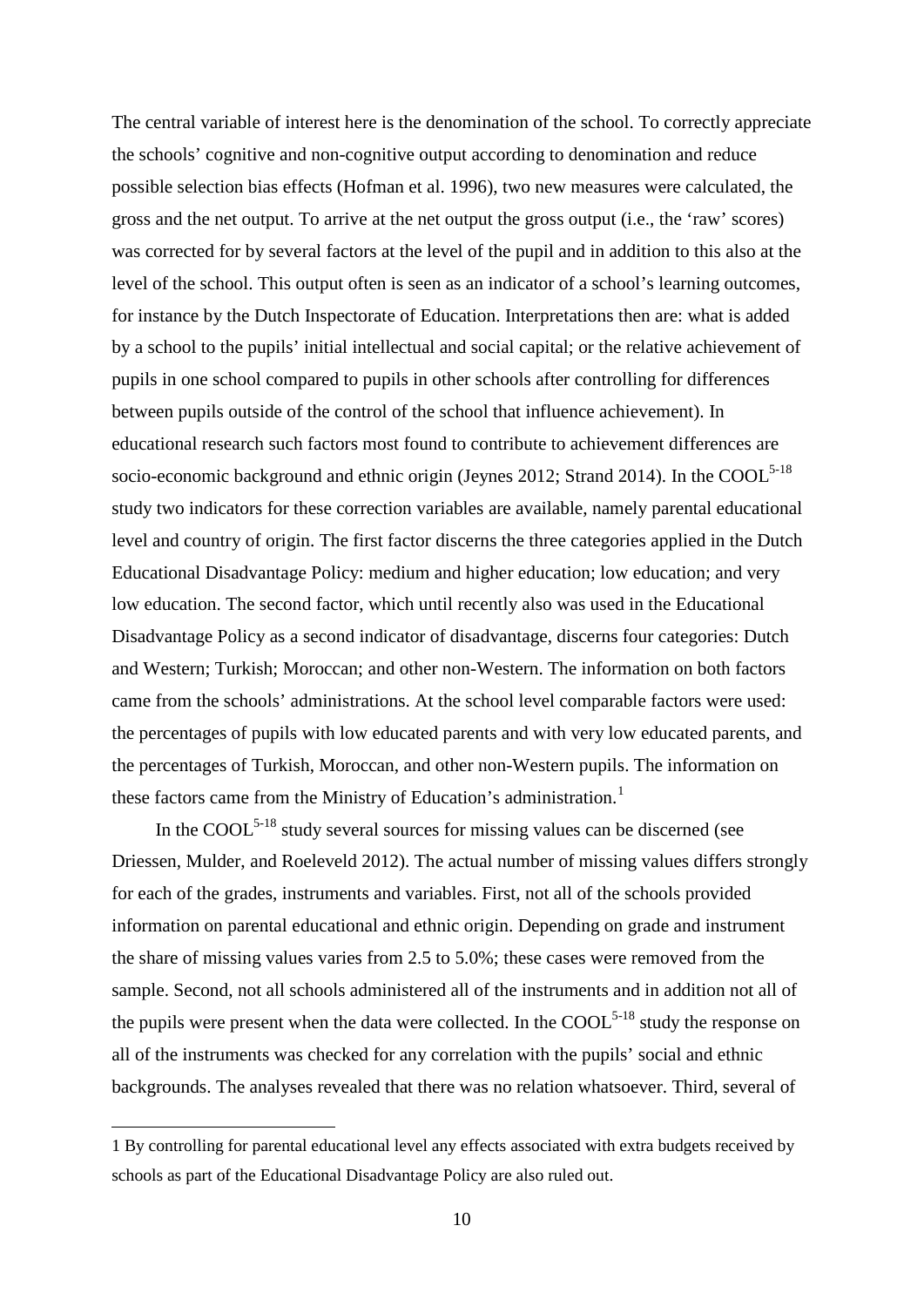The central variable of interest here is the denomination of the school. To correctly appreciate the schools' cognitive and non-cognitive output according to denomination and reduce possible selection bias effects (Hofman et al. 1996), two new measures were calculated, the gross and the net output. To arrive at the net output the gross output (i.e., the 'raw' scores) was corrected for by several factors at the level of the pupil and in addition to this also at the level of the school. This output often is seen as an indicator of a school's learning outcomes, for instance by the Dutch Inspectorate of Education. Interpretations then are: what is added by a school to the pupils' initial intellectual and social capital; or the relative achievement of pupils in one school compared to pupils in other schools after controlling for differences between pupils outside of the control of the school that influence achievement). In educational research such factors most found to contribute to achievement differences are socio-economic background and ethnic origin (Jeynes 2012; Strand 2014). In the COOL$^{5\text{-}18}$ study two indicators for these correction variables are available, namely parental educational level and country of origin. The first factor discerns the three categories applied in the Dutch Educational Disadvantage Policy: medium and higher education; low education; and very low education. The second factor, which until recently also was used in the Educational Disadvantage Policy as a second indicator of disadvantage, discerns four categories: Dutch and Western; Turkish; Moroccan; and other non-Western. The information on both factors came from the schools' administrations. At the school level comparable factors were used: the percentages of pupils with low educated parents and with very low educated parents, and the percentages of Turkish, Moroccan, and other non-Western pupils. The information on these factors came from the Ministry of Education's administration.[1]

In the COOL$^{5\text{-}18}$ study several sources for missing values can be discerned (see Driessen, Mulder, and Roeleveld 2012). The actual number of missing values differs strongly for each of the grades, instruments and variables. First, not all of the schools provided information on parental educational and ethnic origin. Depending on grade and instrument the share of missing values varies from 2.5 to 5.0%; these cases were removed from the sample. Second, not all schools administered all of the instruments and in addition not all of the pupils were present when the data were collected. In the COOL$^{5\text{-}18}$ study the response on all of the instruments was checked for any correlation with the pupils' social and ethnic backgrounds. The analyses revealed that there was no relation whatsoever. Third, several of

1 By controlling for parental educational level any effects associated with extra budgets received by schools as part of the Educational Disadvantage Policy are also ruled out.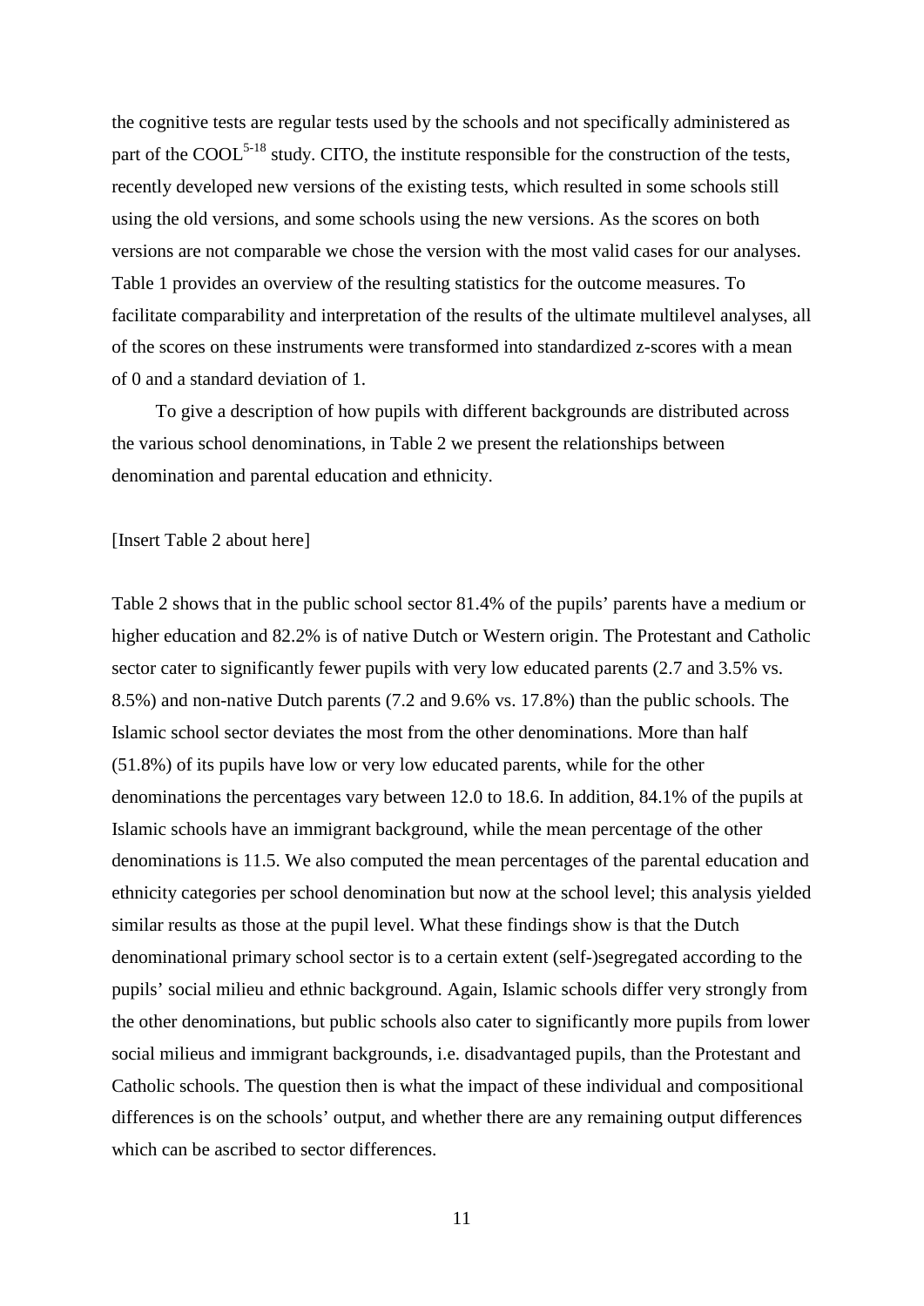the cognitive tests are regular tests used by the schools and not specifically administered as part of the COOL[5-18] study. CITO, the institute responsible for the construction of the tests, recently developed new versions of the existing tests, which resulted in some schools still using the old versions, and some schools using the new versions. As the scores on both versions are not comparable we chose the version with the most valid cases for our analyses. Table 1 provides an overview of the resulting statistics for the outcome measures. To facilitate comparability and interpretation of the results of the ultimate multilevel analyses, all of the scores on these instruments were transformed into standardized z-scores with a mean of 0 and a standard deviation of 1.

To give a description of how pupils with different backgrounds are distributed across the various school denominations, in Table 2 we present the relationships between denomination and parental education and ethnicity.

[Insert Table 2 about here]

Table 2 shows that in the public school sector 81.4% of the pupils' parents have a medium or higher education and 82.2% is of native Dutch or Western origin. The Protestant and Catholic sector cater to significantly fewer pupils with very low educated parents (2.7 and 3.5% vs. 8.5%) and non-native Dutch parents (7.2 and 9.6% vs. 17.8%) than the public schools. The Islamic school sector deviates the most from the other denominations. More than half (51.8%) of its pupils have low or very low educated parents, while for the other denominations the percentages vary between 12.0 to 18.6. In addition, 84.1% of the pupils at Islamic schools have an immigrant background, while the mean percentage of the other denominations is 11.5. We also computed the mean percentages of the parental education and ethnicity categories per school denomination but now at the school level; this analysis yielded similar results as those at the pupil level. What these findings show is that the Dutch denominational primary school sector is to a certain extent (self-)segregated according to the pupils' social milieu and ethnic background. Again, Islamic schools differ very strongly from the other denominations, but public schools also cater to significantly more pupils from lower social milieus and immigrant backgrounds, i.e. disadvantaged pupils, than the Protestant and Catholic schools. The question then is what the impact of these individual and compositional differences is on the schools' output, and whether there are any remaining output differences which can be ascribed to sector differences.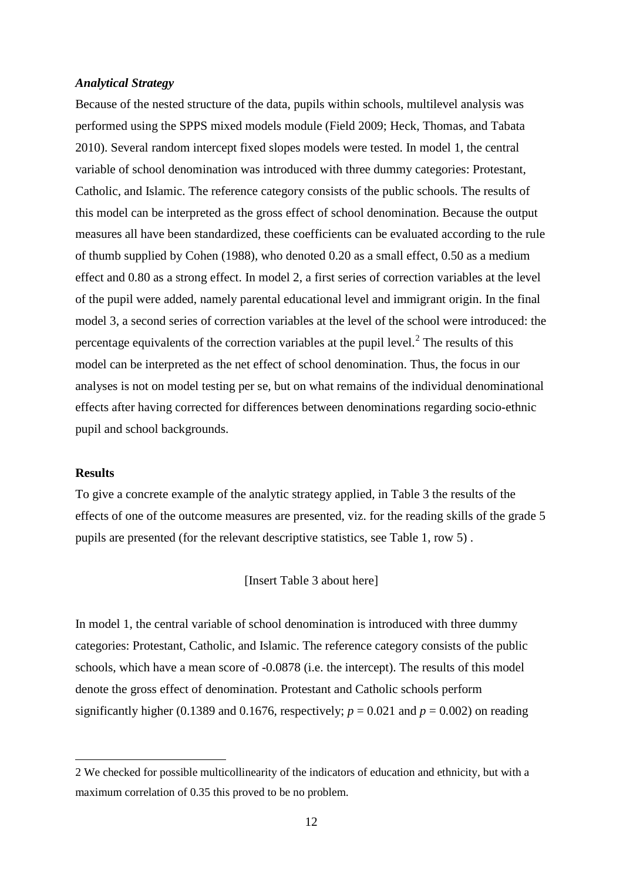### *Analytical Strategy*

Because of the nested structure of the data, pupils within schools, multilevel analysis was performed using the SPPS mixed models module (Field 2009; Heck, Thomas, and Tabata 2010). Several random intercept fixed slopes models were tested. In model 1, the central variable of school denomination was introduced with three dummy categories: Protestant, Catholic, and Islamic. The reference category consists of the public schools. The results of this model can be interpreted as the gross effect of school denomination. Because the output measures all have been standardized, these coefficients can be evaluated according to the rule of thumb supplied by Cohen (1988), who denoted 0.20 as a small effect, 0.50 as a medium effect and 0.80 as a strong effect. In model 2, a first series of correction variables at the level of the pupil were added, namely parental educational level and immigrant origin. In the final model 3, a second series of correction variables at the level of the school were introduced: the percentage equivalents of the correction variables at the pupil level.[2] The results of this model can be interpreted as the net effect of school denomination. Thus, the focus in our analyses is not on model testing per se, but on what remains of the individual denominational effects after having corrected for differences between denominations regarding socio-ethnic pupil and school backgrounds.

**Results**

To give a concrete example of the analytic strategy applied, in Table 3 the results of the effects of one of the outcome measures are presented, viz. for the reading skills of the grade 5 pupils are presented (for the relevant descriptive statistics, see Table 1, row 5) .

[Insert Table 3 about here]

In model 1, the central variable of school denomination is introduced with three dummy categories: Protestant, Catholic, and Islamic. The reference category consists of the public schools, which have a mean score of -0.0878 (i.e. the intercept). The results of this model denote the gross effect of denomination. Protestant and Catholic schools perform significantly higher (0.1389 and 0.1676, respectively; $p = 0.021$ and $p = 0.002$) on reading

2 We checked for possible multicollinearity of the indicators of education and ethnicity, but with a maximum correlation of 0.35 this proved to be no problem.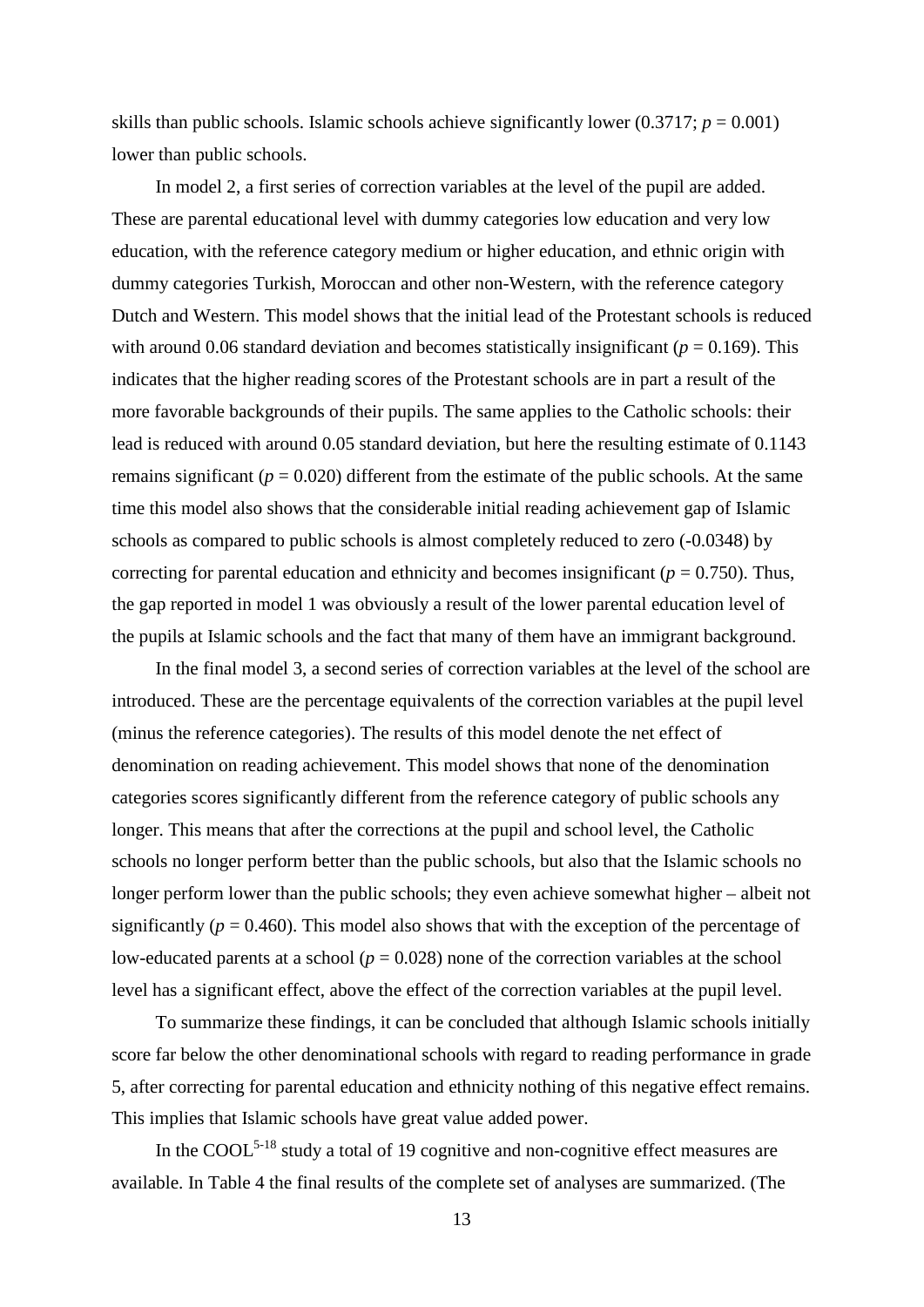skills than public schools. Islamic schools achieve significantly lower (0.3717; $p = 0.001$) lower than public schools.

In model 2, a first series of correction variables at the level of the pupil are added. These are parental educational level with dummy categories low education and very low education, with the reference category medium or higher education, and ethnic origin with dummy categories Turkish, Moroccan and other non-Western, with the reference category Dutch and Western. This model shows that the initial lead of the Protestant schools is reduced with around 0.06 standard deviation and becomes statistically insignificant ($p = 0.169$). This indicates that the higher reading scores of the Protestant schools are in part a result of the more favorable backgrounds of their pupils. The same applies to the Catholic schools: their lead is reduced with around 0.05 standard deviation, but here the resulting estimate of 0.1143 remains significant ($p = 0.020$) different from the estimate of the public schools. At the same time this model also shows that the considerable initial reading achievement gap of Islamic schools as compared to public schools is almost completely reduced to zero (-0.0348) by correcting for parental education and ethnicity and becomes insignificant ($p = 0.750$). Thus, the gap reported in model 1 was obviously a result of the lower parental education level of the pupils at Islamic schools and the fact that many of them have an immigrant background.

In the final model 3, a second series of correction variables at the level of the school are introduced. These are the percentage equivalents of the correction variables at the pupil level (minus the reference categories). The results of this model denote the net effect of denomination on reading achievement. This model shows that none of the denomination categories scores significantly different from the reference category of public schools any longer. This means that after the corrections at the pupil and school level, the Catholic schools no longer perform better than the public schools, but also that the Islamic schools no longer perform lower than the public schools; they even achieve somewhat higher – albeit not significantly ($p = 0.460$). This model also shows that with the exception of the percentage of low-educated parents at a school ($p = 0.028$) none of the correction variables at the school level has a significant effect, above the effect of the correction variables at the pupil level.

To summarize these findings, it can be concluded that although Islamic schools initially score far below the other denominational schools with regard to reading performance in grade 5, after correcting for parental education and ethnicity nothing of this negative effect remains. This implies that Islamic schools have great value added power.

In the COOL[5-18] study a total of 19 cognitive and non-cognitive effect measures are available. In Table 4 the final results of the complete set of analyses are summarized. (The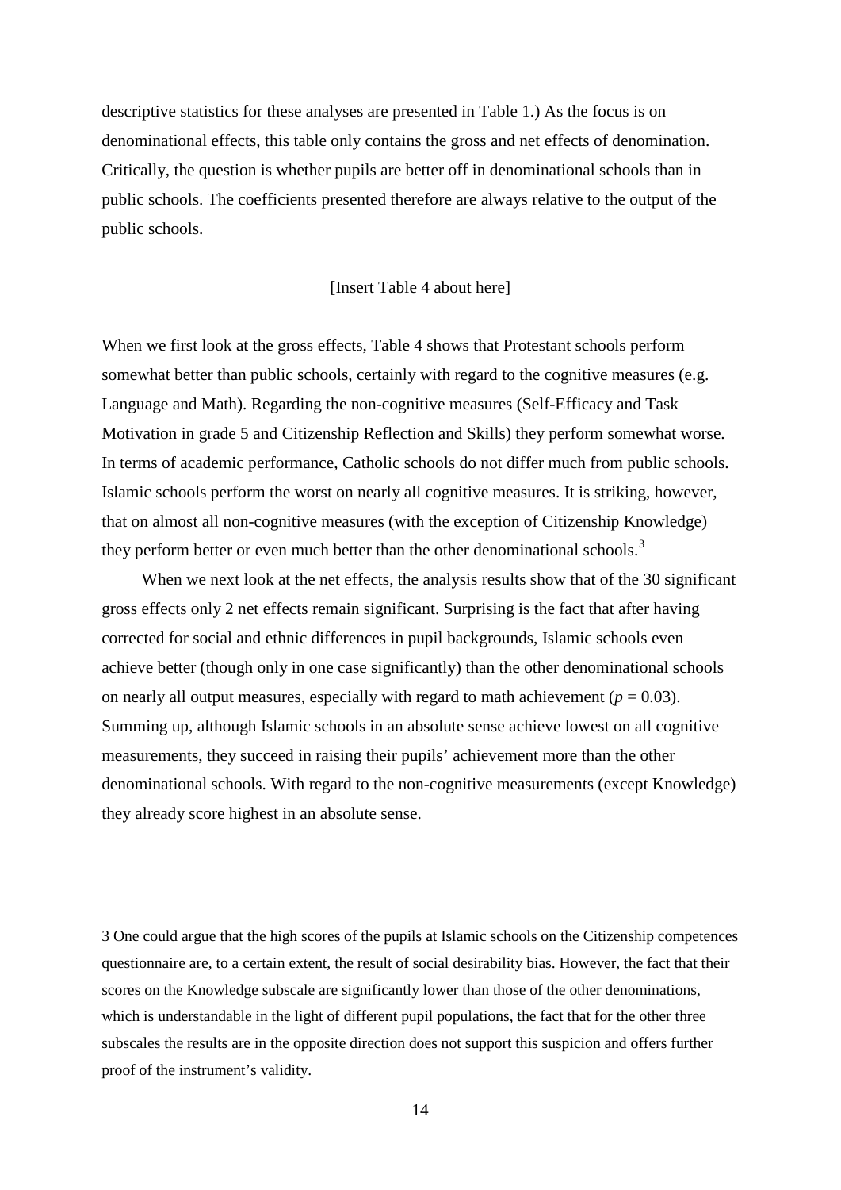descriptive statistics for these analyses are presented in Table 1.) As the focus is on denominational effects, this table only contains the gross and net effects of denomination. Critically, the question is whether pupils are better off in denominational schools than in public schools. The coefficients presented therefore are always relative to the output of the public schools.

[Insert Table 4 about here]

When we first look at the gross effects, Table 4 shows that Protestant schools perform somewhat better than public schools, certainly with regard to the cognitive measures (e.g. Language and Math). Regarding the non-cognitive measures (Self-Efficacy and Task Motivation in grade 5 and Citizenship Reflection and Skills) they perform somewhat worse. In terms of academic performance, Catholic schools do not differ much from public schools. Islamic schools perform the worst on nearly all cognitive measures. It is striking, however, that on almost all non-cognitive measures (with the exception of Citizenship Knowledge) they perform better or even much better than the other denominational schools.[3]

When we next look at the net effects, the analysis results show that of the 30 significant gross effects only 2 net effects remain significant. Surprising is the fact that after having corrected for social and ethnic differences in pupil backgrounds, Islamic schools even achieve better (though only in one case significantly) than the other denominational schools on nearly all output measures, especially with regard to math achievement ($p = 0.03$). Summing up, although Islamic schools in an absolute sense achieve lowest on all cognitive measurements, they succeed in raising their pupils' achievement more than the other denominational schools. With regard to the non-cognitive measurements (except Knowledge) they already score highest in an absolute sense.

---

3 One could argue that the high scores of the pupils at Islamic schools on the Citizenship competences questionnaire are, to a certain extent, the result of social desirability bias. However, the fact that their scores on the Knowledge subscale are significantly lower than those of the other denominations, which is understandable in the light of different pupil populations, the fact that for the other three subscales the results are in the opposite direction does not support this suspicion and offers further proof of the instrument's validity.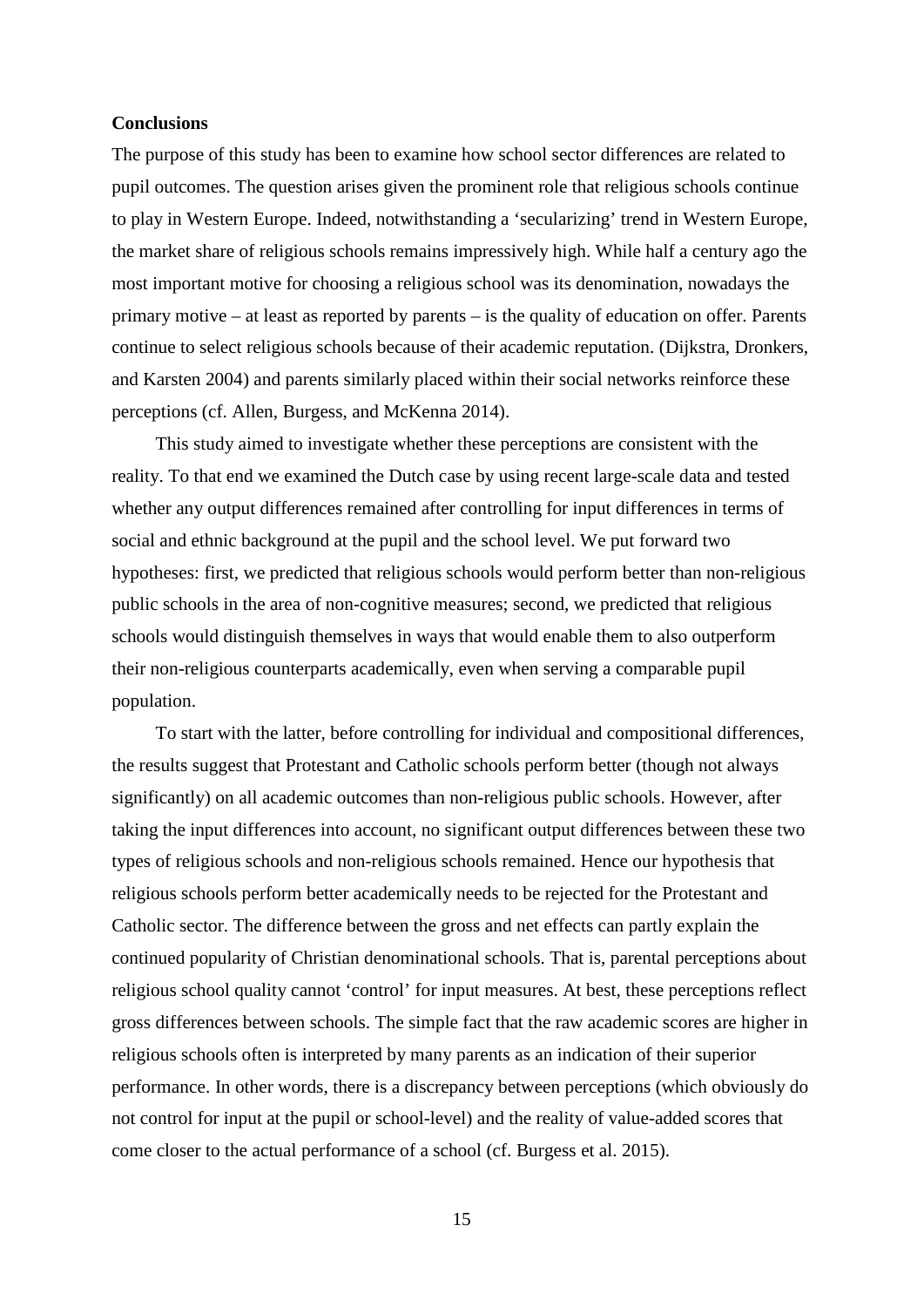**Conclusions**

The purpose of this study has been to examine how school sector differences are related to pupil outcomes. The question arises given the prominent role that religious schools continue to play in Western Europe. Indeed, notwithstanding a 'secularizing' trend in Western Europe, the market share of religious schools remains impressively high. While half a century ago the most important motive for choosing a religious school was its denomination, nowadays the primary motive – at least as reported by parents – is the quality of education on offer. Parents continue to select religious schools because of their academic reputation. (Dijkstra, Dronkers, and Karsten 2004) and parents similarly placed within their social networks reinforce these perceptions (cf. Allen, Burgess, and McKenna 2014).

This study aimed to investigate whether these perceptions are consistent with the reality. To that end we examined the Dutch case by using recent large-scale data and tested whether any output differences remained after controlling for input differences in terms of social and ethnic background at the pupil and the school level. We put forward two hypotheses: first, we predicted that religious schools would perform better than non-religious public schools in the area of non-cognitive measures; second, we predicted that religious schools would distinguish themselves in ways that would enable them to also outperform their non-religious counterparts academically, even when serving a comparable pupil population.

To start with the latter, before controlling for individual and compositional differences, the results suggest that Protestant and Catholic schools perform better (though not always significantly) on all academic outcomes than non-religious public schools. However, after taking the input differences into account, no significant output differences between these two types of religious schools and non-religious schools remained. Hence our hypothesis that religious schools perform better academically needs to be rejected for the Protestant and Catholic sector. The difference between the gross and net effects can partly explain the continued popularity of Christian denominational schools. That is, parental perceptions about religious school quality cannot 'control' for input measures. At best, these perceptions reflect gross differences between schools. The simple fact that the raw academic scores are higher in religious schools often is interpreted by many parents as an indication of their superior performance. In other words, there is a discrepancy between perceptions (which obviously do not control for input at the pupil or school-level) and the reality of value-added scores that come closer to the actual performance of a school (cf. Burgess et al. 2015).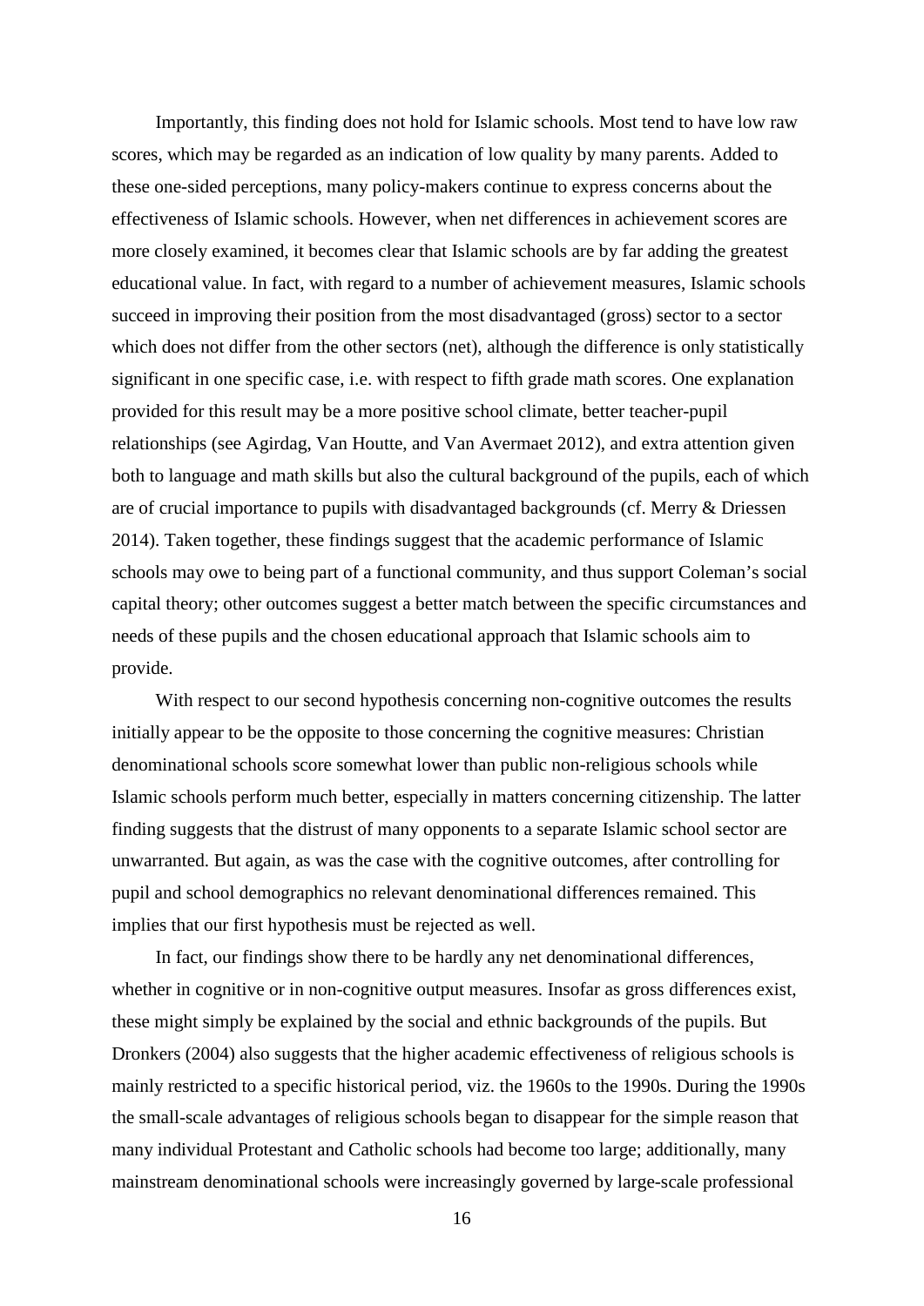Importantly, this finding does not hold for Islamic schools. Most tend to have low raw scores, which may be regarded as an indication of low quality by many parents. Added to these one-sided perceptions, many policy-makers continue to express concerns about the effectiveness of Islamic schools. However, when net differences in achievement scores are more closely examined, it becomes clear that Islamic schools are by far adding the greatest educational value. In fact, with regard to a number of achievement measures, Islamic schools succeed in improving their position from the most disadvantaged (gross) sector to a sector which does not differ from the other sectors (net), although the difference is only statistically significant in one specific case, i.e. with respect to fifth grade math scores. One explanation provided for this result may be a more positive school climate, better teacher-pupil relationships (see Agirdag, Van Houtte, and Van Avermaet 2012), and extra attention given both to language and math skills but also the cultural background of the pupils, each of which are of crucial importance to pupils with disadvantaged backgrounds (cf. Merry & Driessen 2014). Taken together, these findings suggest that the academic performance of Islamic schools may owe to being part of a functional community, and thus support Coleman's social capital theory; other outcomes suggest a better match between the specific circumstances and needs of these pupils and the chosen educational approach that Islamic schools aim to provide.

With respect to our second hypothesis concerning non-cognitive outcomes the results initially appear to be the opposite to those concerning the cognitive measures: Christian denominational schools score somewhat lower than public non-religious schools while Islamic schools perform much better, especially in matters concerning citizenship. The latter finding suggests that the distrust of many opponents to a separate Islamic school sector are unwarranted. But again, as was the case with the cognitive outcomes, after controlling for pupil and school demographics no relevant denominational differences remained. This implies that our first hypothesis must be rejected as well.

In fact, our findings show there to be hardly any net denominational differences, whether in cognitive or in non-cognitive output measures. Insofar as gross differences exist, these might simply be explained by the social and ethnic backgrounds of the pupils. But Dronkers (2004) also suggests that the higher academic effectiveness of religious schools is mainly restricted to a specific historical period, viz. the 1960s to the 1990s. During the 1990s the small-scale advantages of religious schools began to disappear for the simple reason that many individual Protestant and Catholic schools had become too large; additionally, many mainstream denominational schools were increasingly governed by large-scale professional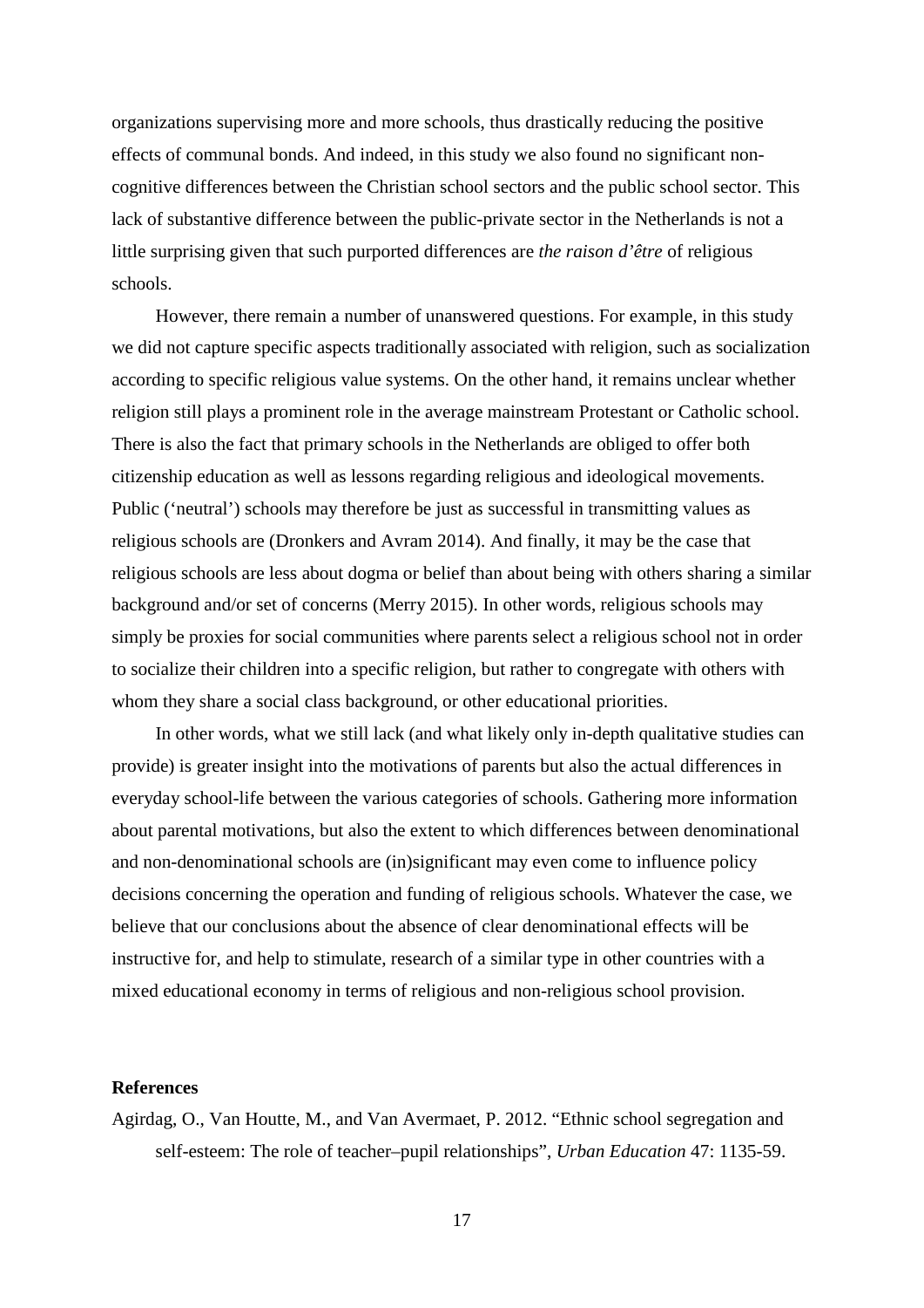organizations supervising more and more schools, thus drastically reducing the positive effects of communal bonds. And indeed, in this study we also found no significant non-cognitive differences between the Christian school sectors and the public school sector. This lack of substantive difference between the public-private sector in the Netherlands is not a little surprising given that such purported differences are *the raison d'être* of religious schools.

However, there remain a number of unanswered questions. For example, in this study we did not capture specific aspects traditionally associated with religion, such as socialization according to specific religious value systems. On the other hand, it remains unclear whether religion still plays a prominent role in the average mainstream Protestant or Catholic school. There is also the fact that primary schools in the Netherlands are obliged to offer both citizenship education as well as lessons regarding religious and ideological movements. Public ('neutral') schools may therefore be just as successful in transmitting values as religious schools are (Dronkers and Avram 2014). And finally, it may be the case that religious schools are less about dogma or belief than about being with others sharing a similar background and/or set of concerns (Merry 2015). In other words, religious schools may simply be proxies for social communities where parents select a religious school not in order to socialize their children into a specific religion, but rather to congregate with others with whom they share a social class background, or other educational priorities.

In other words, what we still lack (and what likely only in-depth qualitative studies can provide) is greater insight into the motivations of parents but also the actual differences in everyday school-life between the various categories of schools. Gathering more information about parental motivations, but also the extent to which differences between denominational and non-denominational schools are (in)significant may even come to influence policy decisions concerning the operation and funding of religious schools. Whatever the case, we believe that our conclusions about the absence of clear denominational effects will be instructive for, and help to stimulate, research of a similar type in other countries with a mixed educational economy in terms of religious and non-religious school provision.

**References**

Agirdag, O., Van Houtte, M., and Van Avermaet, P. 2012. "Ethnic school segregation and self-esteem: The role of teacher–pupil relationships", *Urban Education* 47: 1135-59.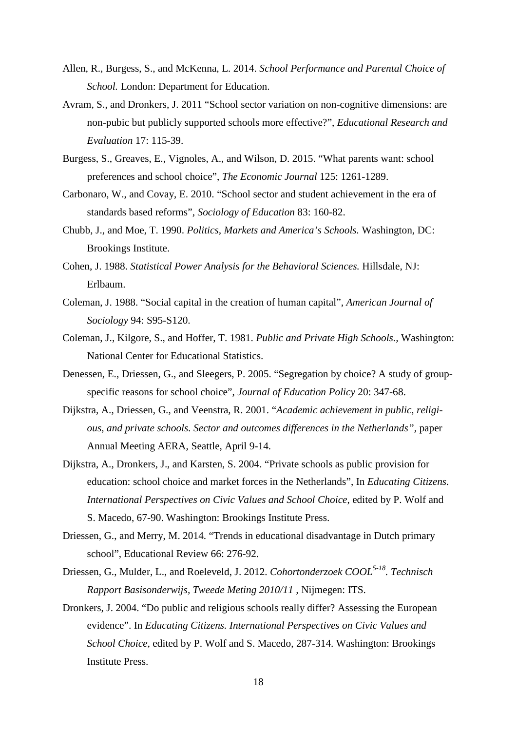Allen, R., Burgess, S., and McKenna, L. 2014. *School Performance and Parental Choice of School.* London: Department for Education.

Avram, S., and Dronkers, J. 2011 “School sector variation on non-cognitive dimensions: are non-pubic but publicly supported schools more effective?”, *Educational Research and Evaluation* 17: 115-39.

Burgess, S., Greaves, E., Vignoles, A., and Wilson, D. 2015. “What parents want: school preferences and school choice”, *The Economic Journal* 125: 1261-1289.

Carbonaro, W., and Covay, E. 2010. “School sector and student achievement in the era of standards based reforms”, *Sociology of Education* 83: 160-82.

Chubb, J., and Moe, T. 1990. *Politics, Markets and America’s Schools.* Washington, DC: Brookings Institute.

Cohen, J. 1988. *Statistical Power Analysis for the Behavioral Sciences.* Hillsdale, NJ: Erlbaum.

Coleman, J. 1988. “Social capital in the creation of human capital”, *American Journal of Sociology* 94: S95-S120.

Coleman, J., Kilgore, S., and Hoffer, T. 1981. *Public and Private High Schools.,* Washington: National Center for Educational Statistics.

Denessen, E., Driessen, G., and Sleegers, P. 2005. “Segregation by choice? A study of group-specific reasons for school choice”, *Journal of Education Policy* 20: 347-68.

Dijkstra, A., Driessen, G., and Veenstra, R. 2001. “*Academic achievement in public, religious, and private schools. Sector and outcomes differences in the Netherlands”*, paper Annual Meeting AERA, Seattle, April 9-14.

Dijkstra, A., Dronkers, J., and Karsten, S. 2004. “Private schools as public provision for education: school choice and market forces in the Netherlands”, In *Educating Citizens. International Perspectives on Civic Values and School Choice*, edited by P. Wolf and S. Macedo, 67-90. Washington: Brookings Institute Press.

Driessen, G., and Merry, M. 2014. “Trends in educational disadvantage in Dutch primary school”, Educational Review 66: 276-92.

Driessen, G., Mulder, L., and Roeleveld, J. 2012. *Cohortonderzoek COOL$^{5\text{-}18}$. Technisch Rapport Basisonderwijs, Tweede Meting 2010/11* , Nijmegen: ITS.

Dronkers, J. 2004. “Do public and religious schools really differ? Assessing the European evidence”. In *Educating Citizens. International Perspectives on Civic Values and School Choice*, edited by P. Wolf and S. Macedo, 287-314. Washington: Brookings Institute Press.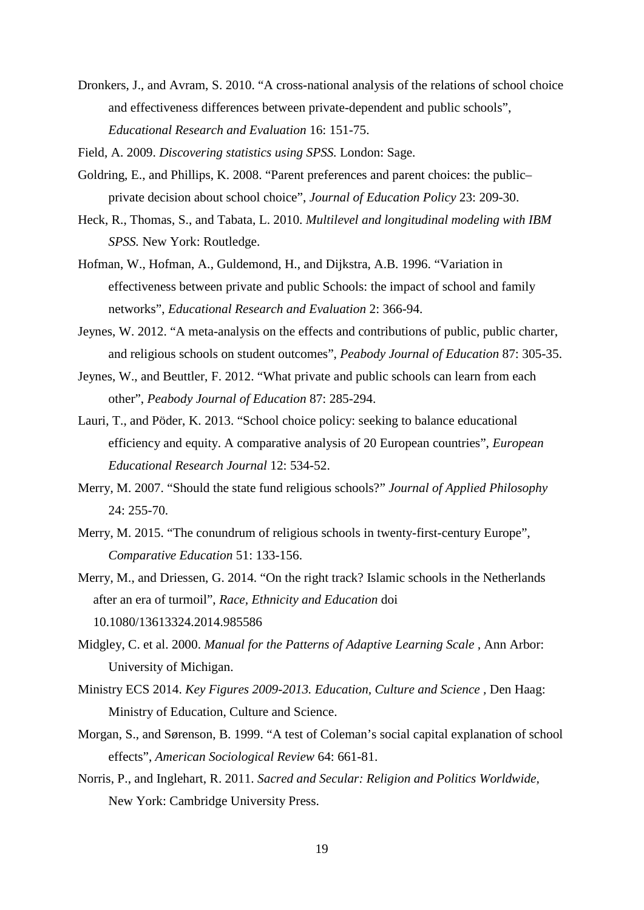Dronkers, J., and Avram, S. 2010. "A cross-national analysis of the relations of school choice and effectiveness differences between private-dependent and public schools", *Educational Research and Evaluation* 16: 151-75.

Field, A. 2009. *Discovering statistics using SPSS.* London: Sage.

Goldring, E., and Phillips, K. 2008. "Parent preferences and parent choices: the public–private decision about school choice", *Journal of Education Policy* 23: 209-30.

Heck, R., Thomas, S., and Tabata, L. 2010. *Multilevel and longitudinal modeling with IBM SPSS.* New York: Routledge.

Hofman, W., Hofman, A., Guldemond, H., and Dijkstra, A.B. 1996. "Variation in effectiveness between private and public Schools: the impact of school and family networks", *Educational Research and Evaluation* 2: 366-94.

Jeynes, W. 2012. "A meta-analysis on the effects and contributions of public, public charter, and religious schools on student outcomes", *Peabody Journal of Education* 87: 305-35.

Jeynes, W., and Beuttler, F. 2012. "What private and public schools can learn from each other", *Peabody Journal of Education* 87: 285-294.

Lauri, T., and Pöder, K. 2013. "School choice policy: seeking to balance educational efficiency and equity. A comparative analysis of 20 European countries", *European Educational Research Journal* 12: 534-52.

Merry, M. 2007. "Should the state fund religious schools?" *Journal of Applied Philosophy* 24: 255-70.

Merry, M. 2015. "The conundrum of religious schools in twenty-first-century Europe", *Comparative Education* 51: 133-156.

Merry, M., and Driessen, G. 2014. "On the right track? Islamic schools in the Netherlands after an era of turmoil", *Race, Ethnicity and Education* doi 10.1080/13613324.2014.985586

Midgley, C. et al. 2000. *Manual for the Patterns of Adaptive Learning Scale* , Ann Arbor: University of Michigan.

Ministry ECS 2014. *Key Figures 2009-2013. Education, Culture and Science* , Den Haag: Ministry of Education, Culture and Science.

Morgan, S., and Sørenson, B. 1999. "A test of Coleman's social capital explanation of school effects", *American Sociological Review* 64: 661-81.

Norris, P., and Inglehart, R. 2011. *Sacred and Secular: Religion and Politics Worldwide,* New York: Cambridge University Press.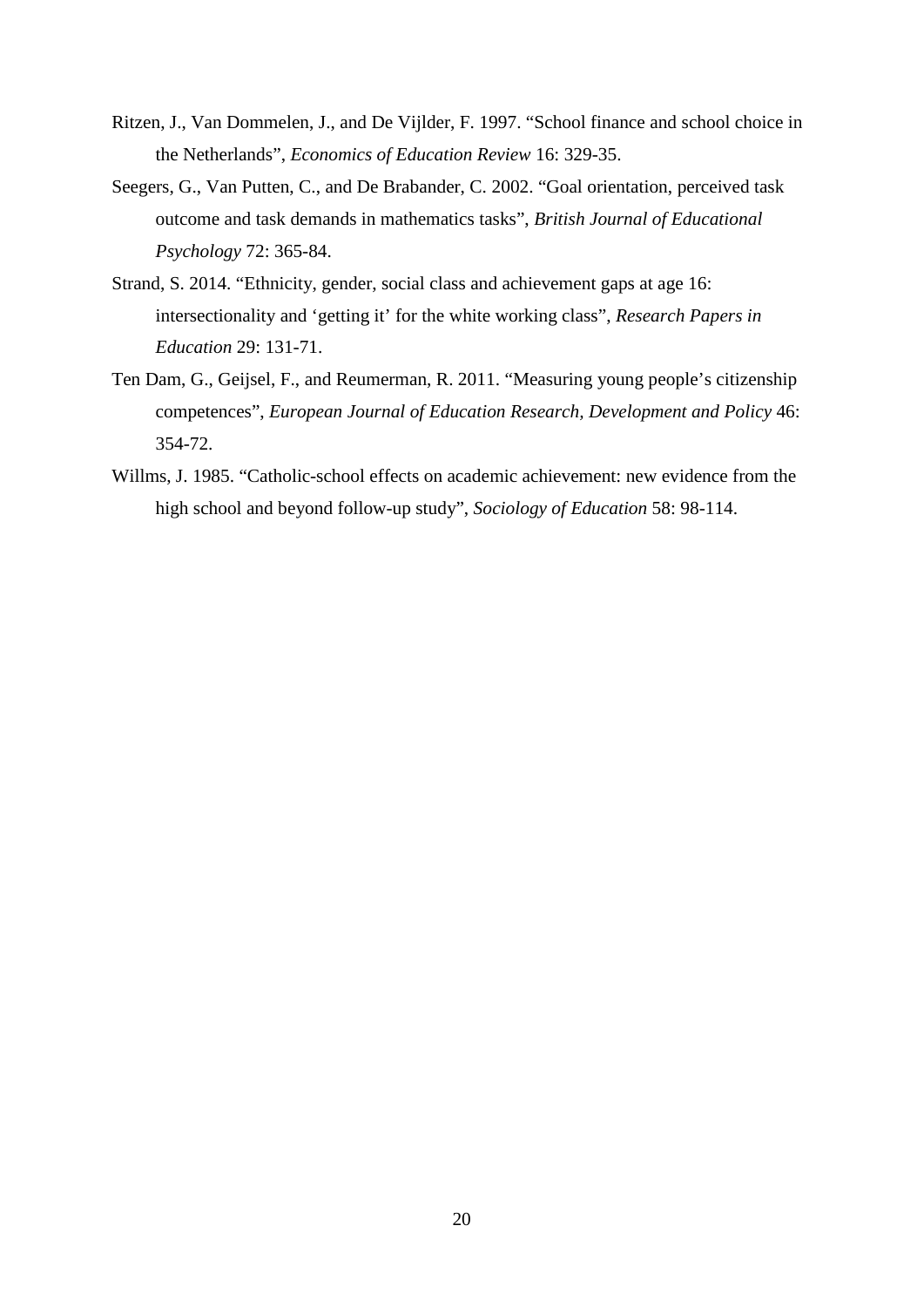Ritzen, J., Van Dommelen, J., and De Vijlder, F. 1997. "School finance and school choice in the Netherlands", *Economics of Education Review* 16: 329-35.

Seegers, G., Van Putten, C., and De Brabander, C. 2002. "Goal orientation, perceived task outcome and task demands in mathematics tasks", *British Journal of Educational Psychology* 72: 365-84.

Strand, S. 2014. "Ethnicity, gender, social class and achievement gaps at age 16: intersectionality and 'getting it' for the white working class", *Research Papers in Education* 29: 131-71.

Ten Dam, G., Geijsel, F., and Reumerman, R. 2011. "Measuring young people's citizenship competences", *European Journal of Education Research, Development and Policy* 46: 354-72.

Willms, J. 1985. "Catholic-school effects on academic achievement: new evidence from the high school and beyond follow-up study", *Sociology of Education* 58: 98-114.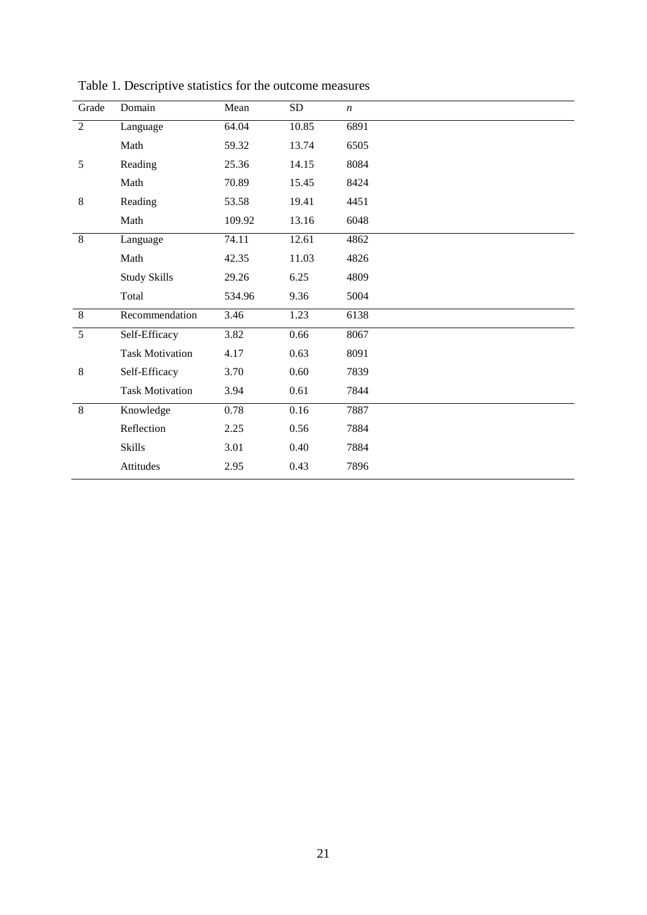Table 1. Descriptive statistics for the outcome measures

| Grade | Domain | Mean | SD | *n* |
|---|---|---|---|---|
| 2 | Language | 64.04 | 10.85 | 6891 |
| | Math | 59.32 | 13.74 | 6505 |
| 5 | Reading | 25.36 | 14.15 | 8084 |
| | Math | 70.89 | 15.45 | 8424 |
| 8 | Reading | 53.58 | 19.41 | 4451 |
| | Math | 109.92 | 13.16 | 6048 |
| 8 | Language | 74.11 | 12.61 | 4862 |
| | Math | 42.35 | 11.03 | 4826 |
| | Study Skills | 29.26 | 6.25 | 4809 |
| | Total | 534.96 | 9.36 | 5004 |
| 8 | Recommendation | 3.46 | 1.23 | 6138 |
| 5 | Self-Efficacy | 3.82 | 0.66 | 8067 |
| | Task Motivation | 4.17 | 0.63 | 8091 |
| 8 | Self-Efficacy | 3.70 | 0.60 | 7839 |
| | Task Motivation | 3.94 | 0.61 | 7844 |
| 8 | Knowledge | 0.78 | 0.16 | 7887 |
| | Reflection | 2.25 | 0.56 | 7884 |
| | Skills | 3.01 | 0.40 | 7884 |
| | Attitudes | 2.95 | 0.43 | 7896 |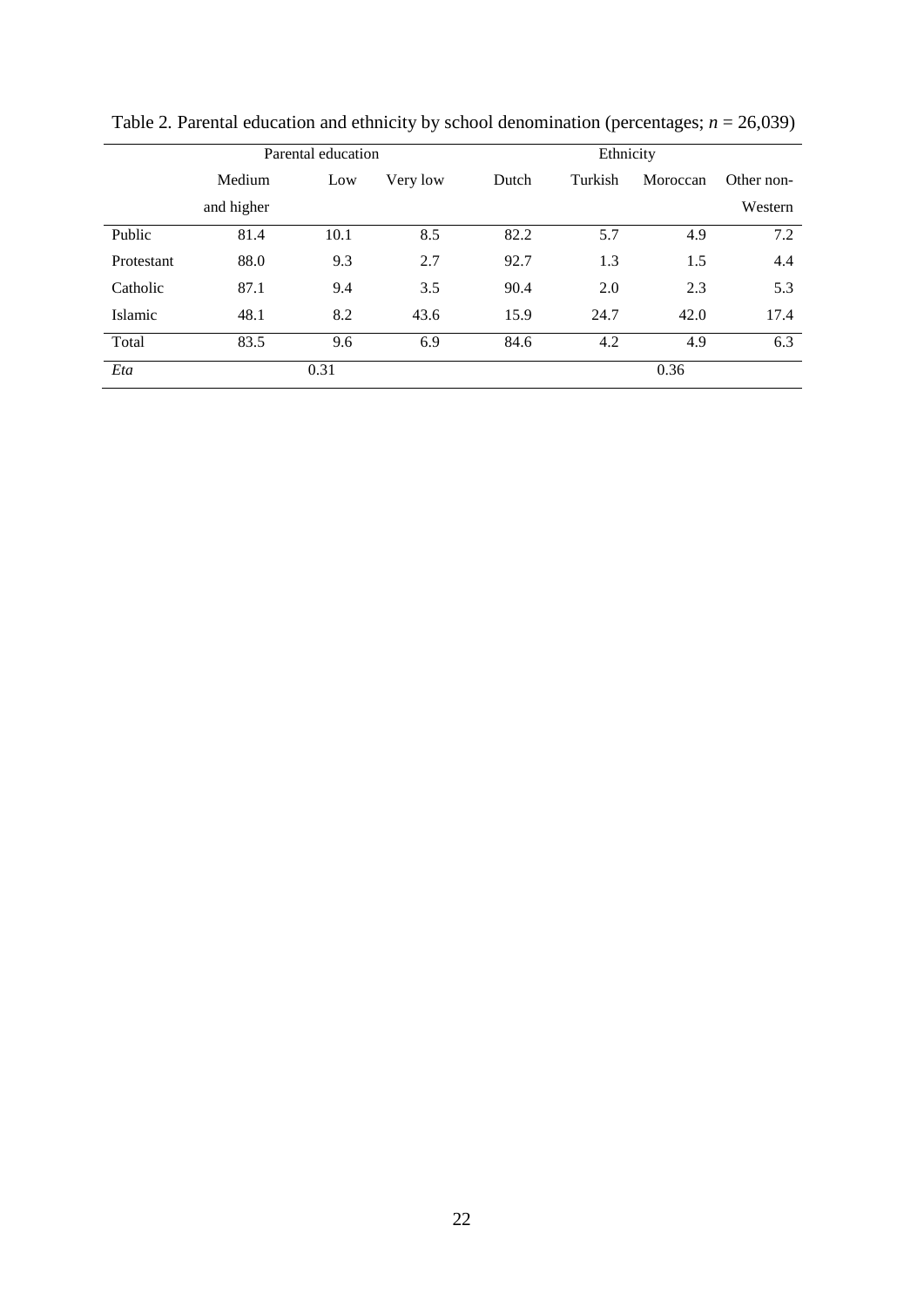Table 2. Parental education and ethnicity by school denomination (percentages; $n$ = 26,039)

| | Parental education | | | Ethnicity | | | |
|---|---|---|---|---|---|---|---|
| | Medium and higher | Low | Very low | Dutch | Turkish | Moroccan | Other non-Western |
| Public | 81.4 | 10.1 | 8.5 | 82.2 | 5.7 | 4.9 | 7.2 |
| Protestant | 88.0 | 9.3 | 2.7 | 92.7 | 1.3 | 1.5 | 4.4 |
| Catholic | 87.1 | 9.4 | 3.5 | 90.4 | 2.0 | 2.3 | 5.3 |
| Islamic | 48.1 | 8.2 | 43.6 | 15.9 | 24.7 | 42.0 | 17.4 |
| Total | 83.5 | 9.6 | 6.9 | 84.6 | 4.2 | 4.9 | 6.3 |
| *Eta* | | 0.31 | | | | 0.36 | |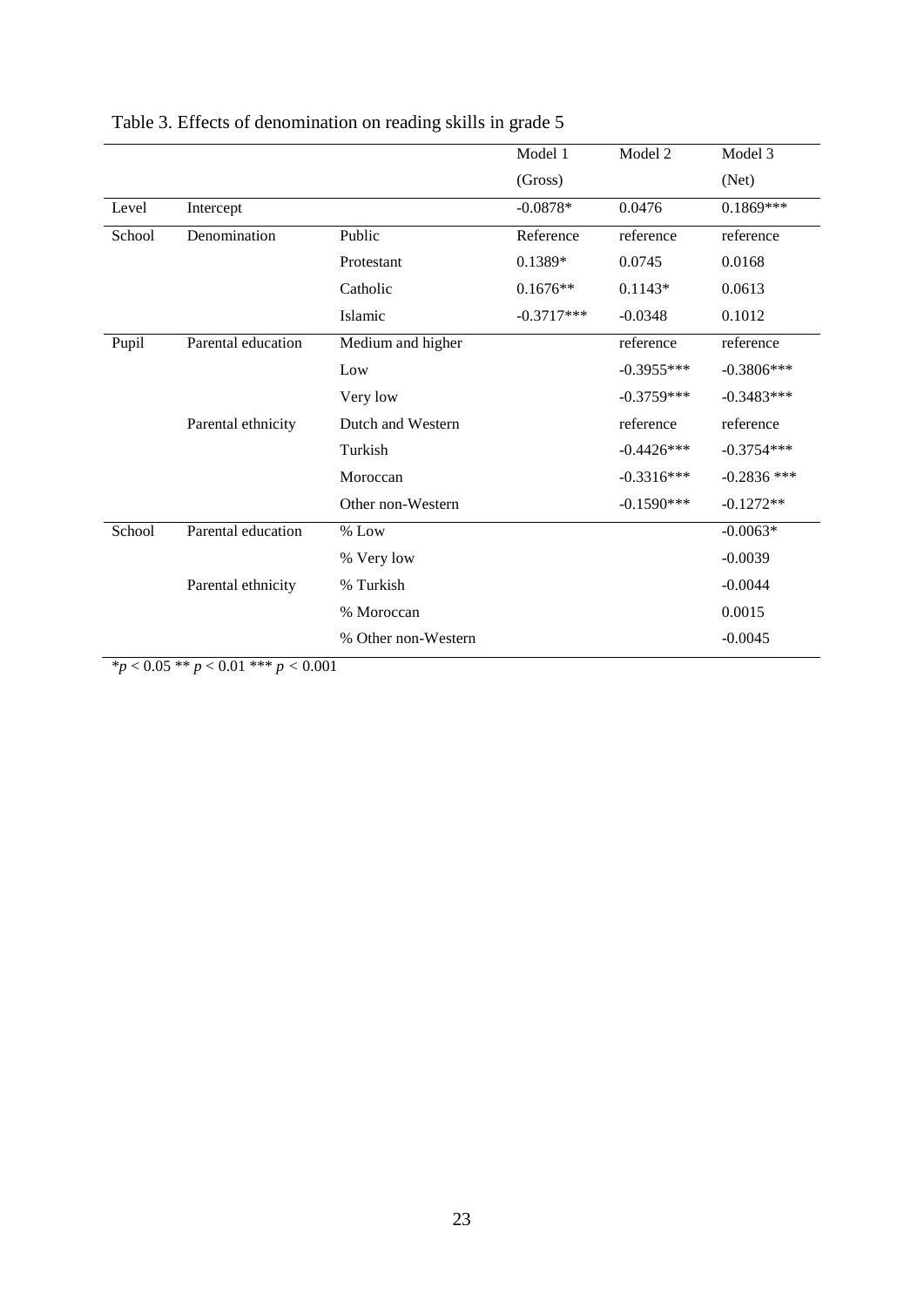Table 3. Effects of denomination on reading skills in grade 5

| | | | Model 1 (Gross) | Model 2 | Model 3 (Net) |
|---|---|---|---|---|---|
| Level | Intercept | | -0.0878* | 0.0476 | 0.1869*** |
| School | Denomination | Public | Reference | reference | reference |
| | | Protestant | 0.1389* | 0.0745 | 0.0168 |
| | | Catholic | 0.1676** | 0.1143* | 0.0613 |
| | | Islamic | -0.3717*** | -0.0348 | 0.1012 |
| Pupil | Parental education | Medium and higher | | reference | reference |
| | | Low | | -0.3955*** | -0.3806*** |
| | | Very low | | -0.3759*** | -0.3483*** |
| | Parental ethnicity | Dutch and Western | | reference | reference |
| | | Turkish | | -0.4426*** | -0.3754*** |
| | | Moroccan | | -0.3316*** | -0.2836 *** |
| | | Other non-Western | | -0.1590*** | -0.1272** |
| School | Parental education | % Low | | | -0.0063* |
| | | % Very low | | | -0.0039 |
| | Parental ethnicity | % Turkish | | | -0.0044 |
| | | % Moroccan | | | 0.0015 |
| | | % Other non-Western | | | -0.0045 |

*$p < 0.05$ ** $p < 0.01$ *** $p < 0.001$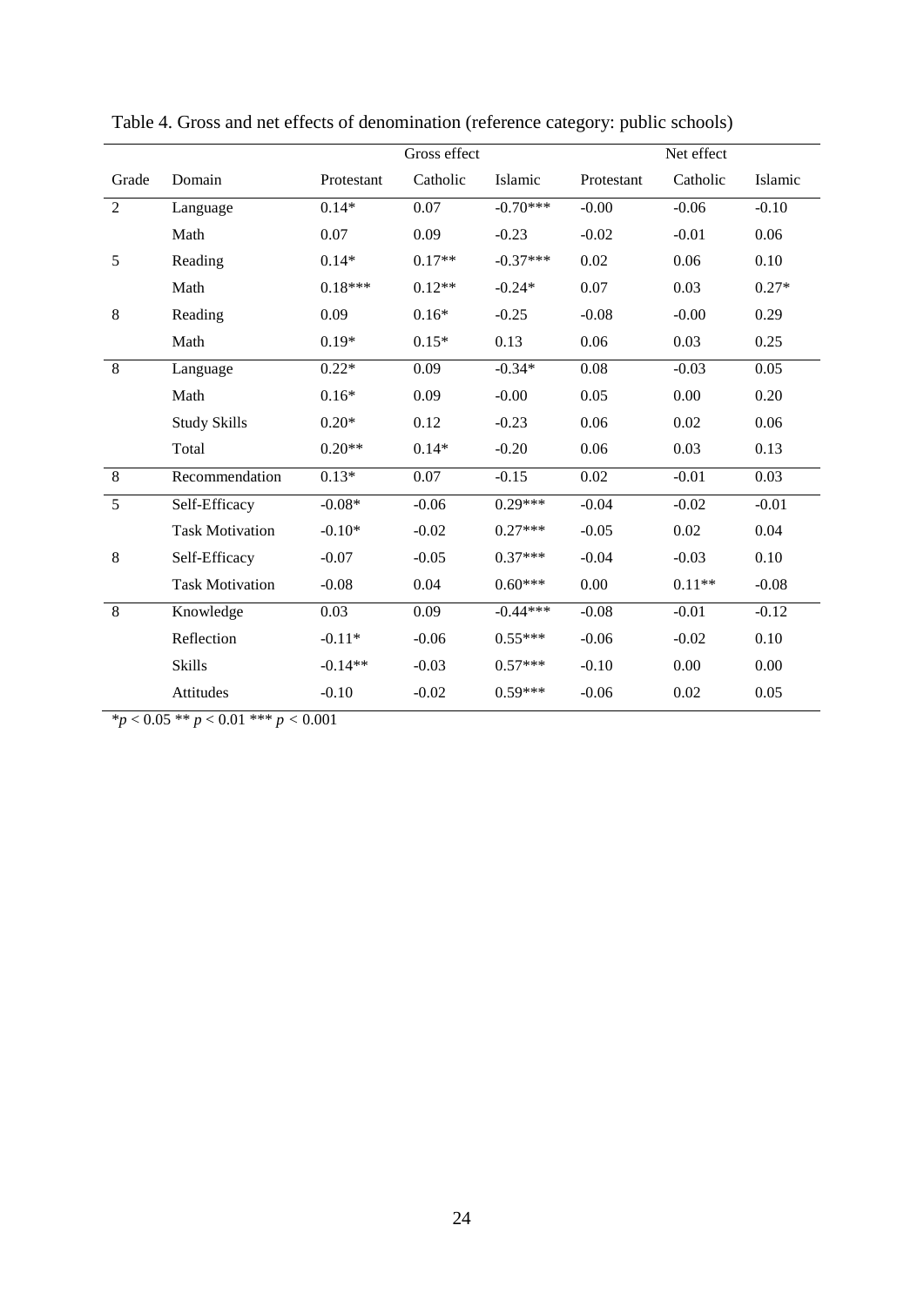Table 4. Gross and net effects of denomination (reference category: public schools)

| | | Gross effect | | | Net effect | | |
|---|---|---|---|---|---|---|---|
| Grade | Domain | Protestant | Catholic | Islamic | Protestant | Catholic | Islamic |
| 2 | Language | 0.14* | 0.07 | -0.70*** | -0.00 | -0.06 | -0.10 |
| | Math | 0.07 | 0.09 | -0.23 | -0.02 | -0.01 | 0.06 |
| 5 | Reading | 0.14* | 0.17** | -0.37*** | 0.02 | 0.06 | 0.10 |
| | Math | 0.18*** | 0.12** | -0.24* | 0.07 | 0.03 | 0.27* |
| 8 | Reading | 0.09 | 0.16* | -0.25 | -0.08 | -0.00 | 0.29 |
| | Math | 0.19* | 0.15* | 0.13 | 0.06 | 0.03 | 0.25 |
| 8 | Language | 0.22* | 0.09 | -0.34* | 0.08 | -0.03 | 0.05 |
| | Math | 0.16* | 0.09 | -0.00 | 0.05 | 0.00 | 0.20 |
| | Study Skills | 0.20* | 0.12 | -0.23 | 0.06 | 0.02 | 0.06 |
| | Total | 0.20** | 0.14* | -0.20 | 0.06 | 0.03 | 0.13 |
| 8 | Recommendation | 0.13* | 0.07 | -0.15 | 0.02 | -0.01 | 0.03 |
| 5 | Self-Efficacy | -0.08* | -0.06 | 0.29*** | -0.04 | -0.02 | -0.01 |
| | Task Motivation | -0.10* | -0.02 | 0.27*** | -0.05 | 0.02 | 0.04 |
| 8 | Self-Efficacy | -0.07 | -0.05 | 0.37*** | -0.04 | -0.03 | 0.10 |
| | Task Motivation | -0.08 | 0.04 | 0.60*** | 0.00 | 0.11** | -0.08 |
| 8 | Knowledge | 0.03 | 0.09 | -0.44*** | -0.08 | -0.01 | -0.12 |
| | Reflection | -0.11* | -0.06 | 0.55*** | -0.06 | -0.02 | 0.10 |
| | Skills | -0.14** | -0.03 | 0.57*** | -0.10 | 0.00 | 0.00 |
| | Attitudes | -0.10 | -0.02 | 0.59*** | -0.06 | 0.02 | 0.05 |

*$p < 0.05$ ** $p < 0.01$ *** $p < 0.001$